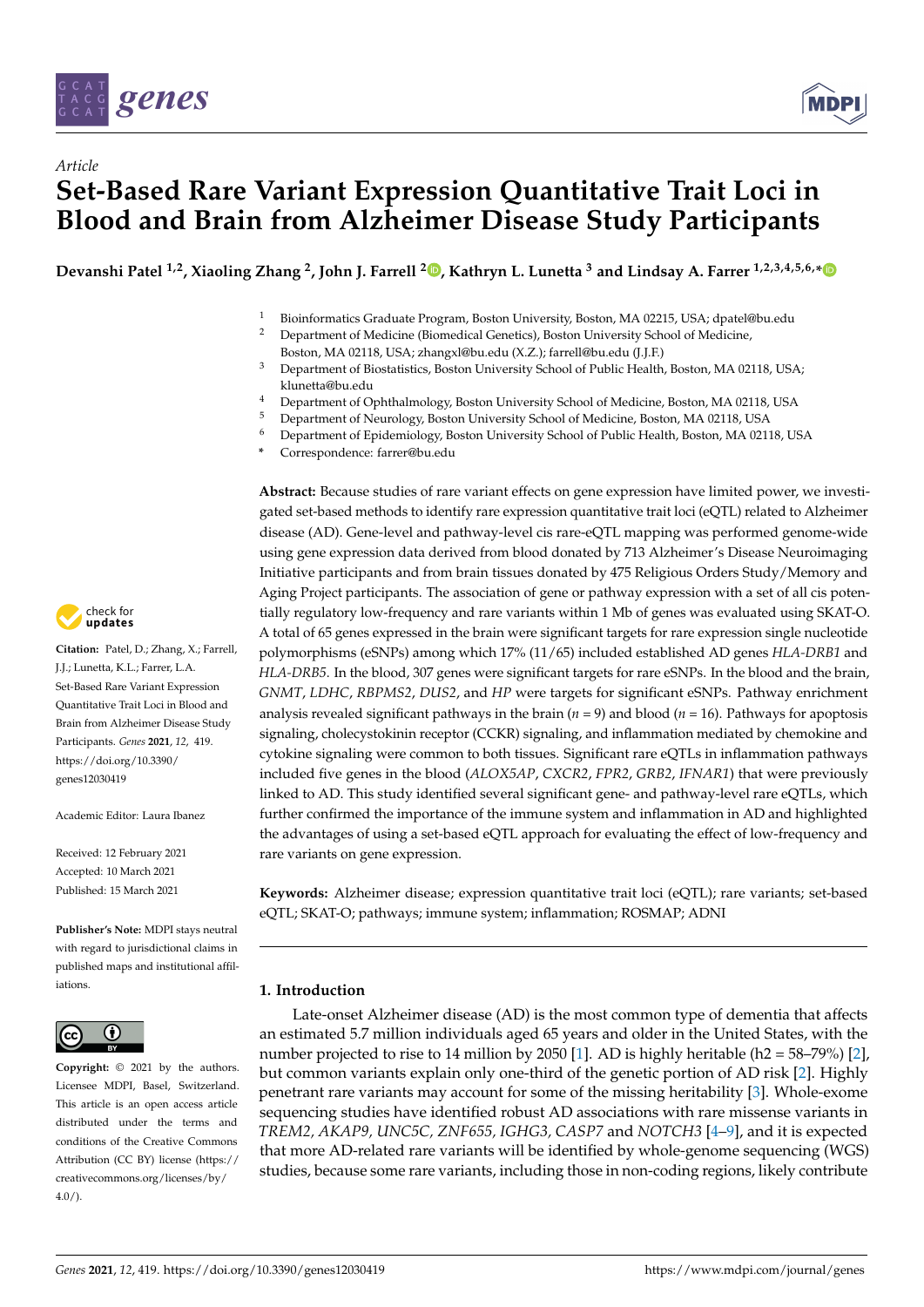Article

# Set-Based Rare Variant Expression Quantitative Trait Loci in Blood and Brain from Alzheimer Disease Study Participants

**Devanshi Patel [1,2], Xiaoling Zhang [2], John J. Farrell [2], Kathryn L. Lunetta [3] and Lindsay A. Farrer [1,2,3,4,5,6,*]**

[1] Bioinformatics Graduate Program, Boston University, Boston, MA 02215, USA; dpatel@bu.edu
[2] Department of Medicine (Biomedical Genetics), Boston University School of Medicine, Boston, MA 02118, USA; zhangxl@bu.edu (X.Z.); farrell@bu.edu (J.J.F.)
[3] Department of Biostatistics, Boston University School of Public Health, Boston, MA 02118, USA; klunetta@bu.edu
[4] Department of Ophthalmology, Boston University School of Medicine, Boston, MA 02118, USA
[5] Department of Neurology, Boston University School of Medicine, Boston, MA 02118, USA
[6] Department of Epidemiology, Boston University School of Public Health, Boston, MA 02118, USA
* Correspondence: farrer@bu.edu

**Citation:** Patel, D.; Zhang, X.; Farrell, J.J.; Lunetta, K.L.; Farrer, L.A. Set-Based Rare Variant Expression Quantitative Trait Loci in Blood and Brain from Alzheimer Disease Study Participants. *Genes* **2021**, *12*, 419. https://doi.org/10.3390/genes12030419

Academic Editor: Laura Ibanez

Received: 12 February 2021
Accepted: 10 March 2021
Published: 15 March 2021

**Publisher's Note:** MDPI stays neutral with regard to jurisdictional claims in published maps and institutional affiliations.

**Copyright:** © 2021 by the authors. Licensee MDPI, Basel, Switzerland. This article is an open access article distributed under the terms and conditions of the Creative Commons Attribution (CC BY) license (https://creativecommons.org/licenses/by/4.0/).

**Abstract:** Because studies of rare variant effects on gene expression have limited power, we investigated set-based methods to identify rare expression quantitative trait loci (eQTL) related to Alzheimer disease (AD). Gene-level and pathway-level cis rare-eQTL mapping was performed genome-wide using gene expression data derived from blood donated by 713 Alzheimer's Disease Neuroimaging Initiative participants and from brain tissues donated by 475 Religious Orders Study/Memory and Aging Project participants. The association of gene or pathway expression with a set of all cis potentially regulatory low-frequency and rare variants within 1 Mb of genes was evaluated using SKAT-O. A total of 65 genes expressed in the brain were significant targets for rare expression single nucleotide polymorphisms (eSNPs) among which 17% (11/65) included established AD genes *HLA-DRB1* and *HLA-DRB5*. In the blood, 307 genes were significant targets for rare eSNPs. In the blood and the brain, *GNMT*, *LDHC*, *RBPMS2*, *DUS2*, and *HP* were targets for significant eSNPs. Pathway enrichment analysis revealed significant pathways in the brain ($n = 9$) and blood ($n = 16$). Pathways for apoptosis signaling, cholecystokinin receptor (CCKR) signaling, and inflammation mediated by chemokine and cytokine signaling were common to both tissues. Significant rare eQTLs in inflammation pathways included five genes in the blood (*ALOX5AP*, *CXCR2*, *FPR2*, *GRB2*, *IFNAR1*) that were previously linked to AD. This study identified several significant gene- and pathway-level rare eQTLs, which further confirmed the importance of the immune system and inflammation in AD and highlighted the advantages of using a set-based eQTL approach for evaluating the effect of low-frequency and rare variants on gene expression.

**Keywords:** Alzheimer disease; expression quantitative trait loci (eQTL); rare variants; set-based eQTL; SKAT-O; pathways; immune system; inflammation; ROSMAP; ADNI

## 1. Introduction

Late-onset Alzheimer disease (AD) is the most common type of dementia that affects an estimated 5.7 million individuals aged 65 years and older in the United States, with the number projected to rise to 14 million by 2050 [1]. AD is highly heritable (h2 = 58–79%) [2], but common variants explain only one-third of the genetic portion of AD risk [2]. Highly penetrant rare variants may account for some of the missing heritability [3]. Whole-exome sequencing studies have identified robust AD associations with rare missense variants in *TREM2*, *AKAP9*, *UNC5C*, *ZNF655*, *IGHG3*, *CASP7* and *NOTCH3* [4–9], and it is expected that more AD-related rare variants will be identified by whole-genome sequencing (WGS) studies, because some rare variants, including those in non-coding regions, likely contribute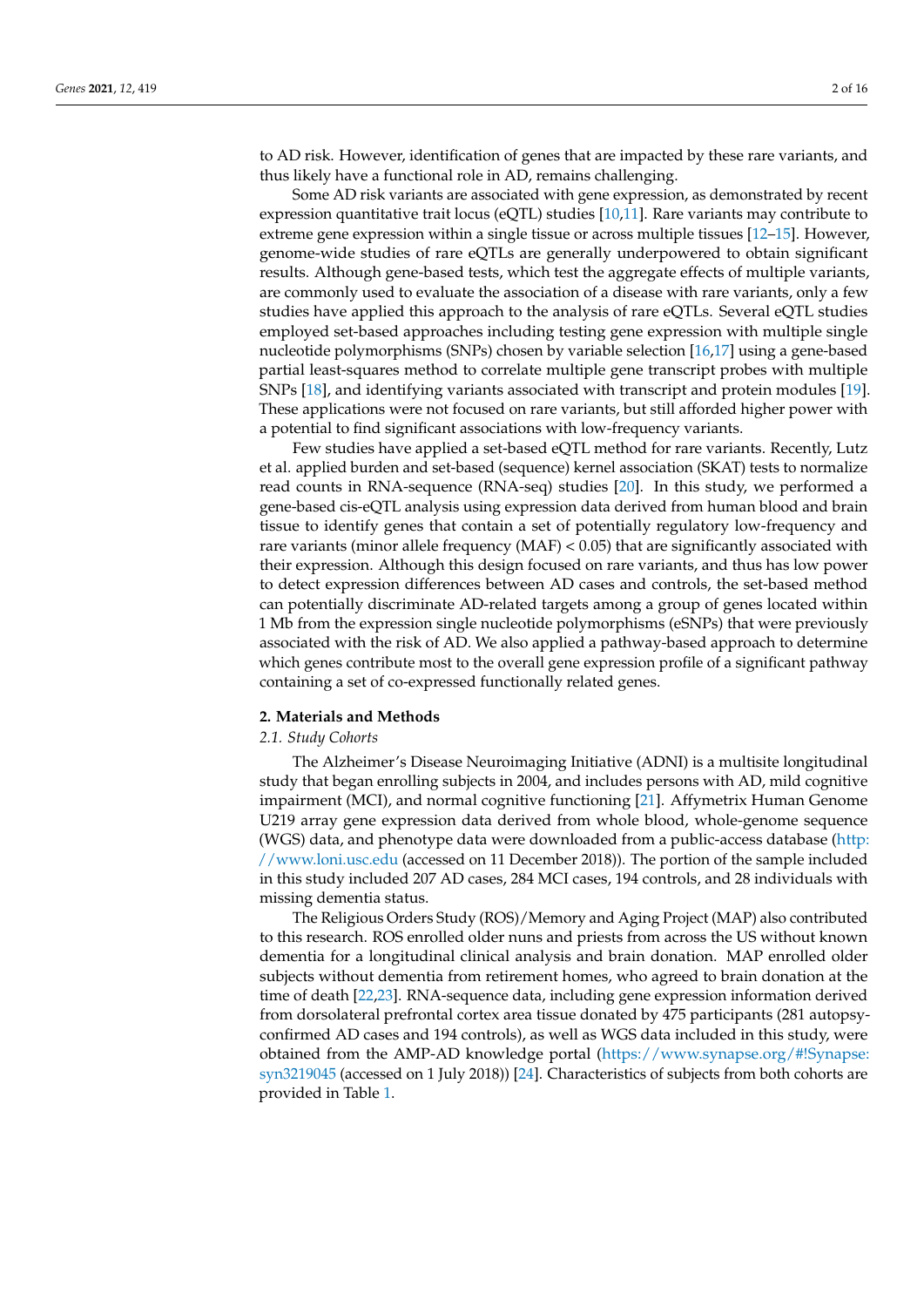to AD risk. However, identification of genes that are impacted by these rare variants, and thus likely have a functional role in AD, remains challenging.

Some AD risk variants are associated with gene expression, as demonstrated by recent expression quantitative trait locus (eQTL) studies [10,11]. Rare variants may contribute to extreme gene expression within a single tissue or across multiple tissues [12–15]. However, genome-wide studies of rare eQTLs are generally underpowered to obtain significant results. Although gene-based tests, which test the aggregate effects of multiple variants, are commonly used to evaluate the association of a disease with rare variants, only a few studies have applied this approach to the analysis of rare eQTLs. Several eQTL studies employed set-based approaches including testing gene expression with multiple single nucleotide polymorphisms (SNPs) chosen by variable selection [16,17] using a gene-based partial least-squares method to correlate multiple gene transcript probes with multiple SNPs [18], and identifying variants associated with transcript and protein modules [19]. These applications were not focused on rare variants, but still afforded higher power with a potential to find significant associations with low-frequency variants.

Few studies have applied a set-based eQTL method for rare variants. Recently, Lutz et al. applied burden and set-based (sequence) kernel association (SKAT) tests to normalize read counts in RNA-sequence (RNA-seq) studies [20]. In this study, we performed a gene-based cis-eQTL analysis using expression data derived from human blood and brain tissue to identify genes that contain a set of potentially regulatory low-frequency and rare variants (minor allele frequency (MAF) < 0.05) that are significantly associated with their expression. Although this design focused on rare variants, and thus has low power to detect expression differences between AD cases and controls, the set-based method can potentially discriminate AD-related targets among a group of genes located within 1 Mb from the expression single nucleotide polymorphisms (eSNPs) that were previously associated with the risk of AD. We also applied a pathway-based approach to determine which genes contribute most to the overall gene expression profile of a significant pathway containing a set of co-expressed functionally related genes.

## 2. Materials and Methods

### *2.1. Study Cohorts*

The Alzheimer's Disease Neuroimaging Initiative (ADNI) is a multisite longitudinal study that began enrolling subjects in 2004, and includes persons with AD, mild cognitive impairment (MCI), and normal cognitive functioning [21]. Affymetrix Human Genome U219 array gene expression data derived from whole blood, whole-genome sequence (WGS) data, and phenotype data were downloaded from a public-access database (http://www.loni.usc.edu (accessed on 11 December 2018)). The portion of the sample included in this study included 207 AD cases, 284 MCI cases, 194 controls, and 28 individuals with missing dementia status.

The Religious Orders Study (ROS)/Memory and Aging Project (MAP) also contributed to this research. ROS enrolled older nuns and priests from across the US without known dementia for a longitudinal clinical analysis and brain donation. MAP enrolled older subjects without dementia from retirement homes, who agreed to brain donation at the time of death [22,23]. RNA-sequence data, including gene expression information derived from dorsolateral prefrontal cortex area tissue donated by 475 participants (281 autopsy-confirmed AD cases and 194 controls), as well as WGS data included in this study, were obtained from the AMP-AD knowledge portal (https://www.synapse.org/#!Synapse:syn3219045 (accessed on 1 July 2018)) [24]. Characteristics of subjects from both cohorts are provided in Table 1.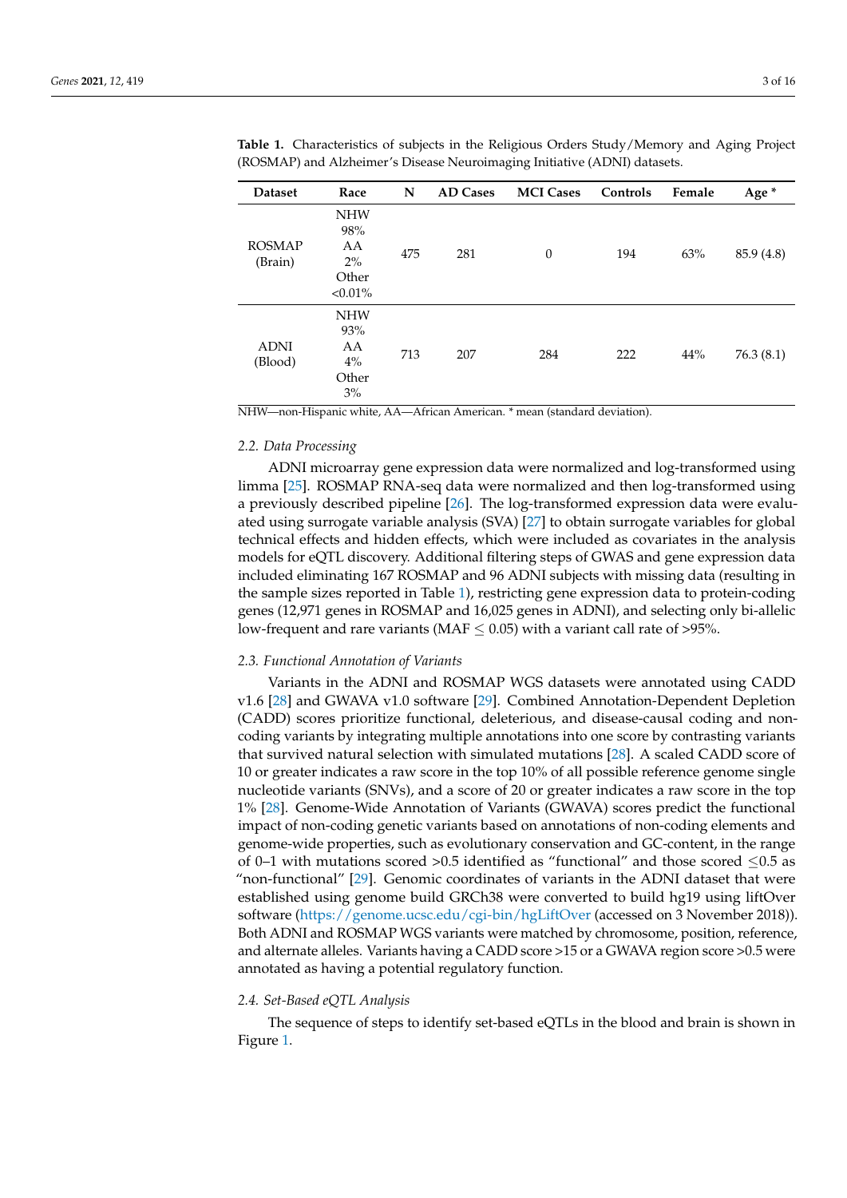**Table 1.** Characteristics of subjects in the Religious Orders Study/Memory and Aging Project (ROSMAP) and Alzheimer's Disease Neuroimaging Initiative (ADNI) datasets.

| Dataset | Race | N | AD Cases | MCI Cases | Controls | Female | Age * |
|---|---|---|---|---|---|---|---|
| ROSMAP (Brain) | NHW 98% AA 2% Other <0.01% | 475 | 281 | 0 | 194 | 63% | 85.9 (4.8) |
| ADNI (Blood) | NHW 93% AA 4% Other 3% | 713 | 207 | 284 | 222 | 44% | 76.3 (8.1) |

NHW—non-Hispanic white, AA—African American. * mean (standard deviation).

### 2.2. Data Processing

ADNI microarray gene expression data were normalized and log-transformed using limma [25]. ROSMAP RNA-seq data were normalized and then log-transformed using a previously described pipeline [26]. The log-transformed expression data were evaluated using surrogate variable analysis (SVA) [27] to obtain surrogate variables for global technical effects and hidden effects, which were included as covariates in the analysis models for eQTL discovery. Additional filtering steps of GWAS and gene expression data included eliminating 167 ROSMAP and 96 ADNI subjects with missing data (resulting in the sample sizes reported in Table 1), restricting gene expression data to protein-coding genes (12,971 genes in ROSMAP and 16,025 genes in ADNI), and selecting only bi-allelic low-frequent and rare variants (MAF $\leq 0.05$) with a variant call rate of >95%.

### 2.3. Functional Annotation of Variants

Variants in the ADNI and ROSMAP WGS datasets were annotated using CADD v1.6 [28] and GWAVA v1.0 software [29]. Combined Annotation-Dependent Depletion (CADD) scores prioritize functional, deleterious, and disease-causal coding and non-coding variants by integrating multiple annotations into one score by contrasting variants that survived natural selection with simulated mutations [28]. A scaled CADD score of 10 or greater indicates a raw score in the top 10% of all possible reference genome single nucleotide variants (SNVs), and a score of 20 or greater indicates a raw score in the top 1% [28]. Genome-Wide Annotation of Variants (GWAVA) scores predict the functional impact of non-coding genetic variants based on annotations of non-coding elements and genome-wide properties, such as evolutionary conservation and GC-content, in the range of 0–1 with mutations scored >0.5 identified as "functional" and those scored $\leq 0.5$ as "non-functional" [29]. Genomic coordinates of variants in the ADNI dataset that were established using genome build GRCh38 were converted to build hg19 using liftOver software (https://genome.ucsc.edu/cgi-bin/hgLiftOver (accessed on 3 November 2018)). Both ADNI and ROSMAP WGS variants were matched by chromosome, position, reference, and alternate alleles. Variants having a CADD score >15 or a GWAVA region score >0.5 were annotated as having a potential regulatory function.

### 2.4. Set-Based eQTL Analysis

The sequence of steps to identify set-based eQTLs in the blood and brain is shown in Figure 1.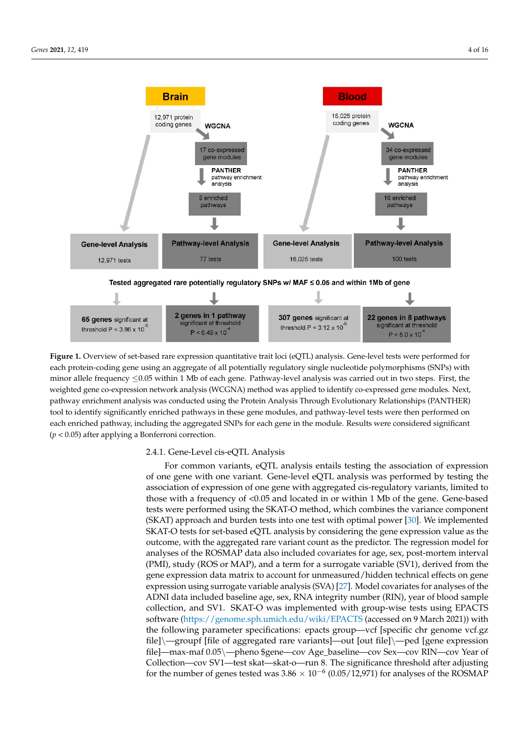Brain

12,971 protein coding genes

WGCNA

17 co-expressed gene modules

PANTHER pathway enrichment analysis

9 enriched pathways

Gene-level Analysis 12,971 tests

Pathway-level Analysis 77 tests

Blood

16,025 protein coding genes

WGCNA

34 co-expressed gene modules

PANTHER pathway enrichment analysis

16 enriched pathways

Gene-level Analysis 16,025 tests

Pathway-level Analysis 100 tests

Tested aggregated rare potentially regulatory SNPs w/ MAF ≤ 0.05 and within 1Mb of gene

**65 genes** significant at threshold $P < 3.86 \times 10^{-6}$

**2 genes in 1 pathway** significant at threshold $P < 6.49 \times 10^{-4}$

**307 genes** significant at threshold $P < 3.12 \times 10^{-6}$

**22 genes in 8 pathways** significant at threshold $P < 5.0 \times 10^{-4}$

**Figure 1.** Overview of set-based rare expression quantitative trait loci (eQTL) analysis. Gene-level tests were performed for each protein-coding gene using an aggregate of all potentially regulatory single nucleotide polymorphisms (SNPs) with minor allele frequency ≤0.05 within 1 Mb of each gene. Pathway-level analysis was carried out in two steps. First, the weighted gene co-expression network analysis (WCGNA) method was applied to identify co-expressed gene modules. Next, pathway enrichment analysis was conducted using the Protein Analysis Through Evolutionary Relationships (PANTHER) tool to identify significantly enriched pathways in these gene modules, and pathway-level tests were then performed on each enriched pathway, including the aggregated SNPs for each gene in the module. Results were considered significant ($p < 0.05$) after applying a Bonferroni correction.

#### 2.4.1. Gene-Level cis-eQTL Analysis

For common variants, eQTL analysis entails testing the association of expression of one gene with one variant. Gene-level eQTL analysis was performed by testing the association of expression of one gene with aggregated cis-regulatory variants, limited to those with a frequency of <0.05 and located in or within 1 Mb of the gene. Gene-based tests were performed using the SKAT-O method, which combines the variance component (SKAT) approach and burden tests into one test with optimal power [30]. We implemented SKAT-O tests for set-based eQTL analysis by considering the gene expression value as the outcome, with the aggregated rare variant count as the predictor. The regression model for analyses of the ROSMAP data also included covariates for age, sex, post-mortem interval (PMI), study (ROS or MAP), and a term for a surrogate variable (SV1), derived from the gene expression data matrix to account for unmeasured/hidden technical effects on gene expression using surrogate variable analysis (SVA) [27]. Model covariates for analyses of the ADNI data included baseline age, sex, RNA integrity number (RIN), year of blood sample collection, and SV1. SKAT-O was implemented with group-wise tests using EPACTS software (https://genome.sph.umich.edu/wiki/EPACTS (accessed on 9 March 2021)) with the following parameter specifications: epacts group—vcf [specific chr genome vcf.gz file]\—groupf [file of aggregated rare variants]—out [out file]\—ped [gene expression file]—max-maf 0.05\—pheno $gene—cov Age_baseline—cov Sex—cov RIN—cov Year of Collection—cov SV1—test skat—skat-o—run 8. The significance threshold after adjusting for the number of genes tested was $3.86 \times 10^{-6}$ (0.05/12,971) for analyses of the ROSMAP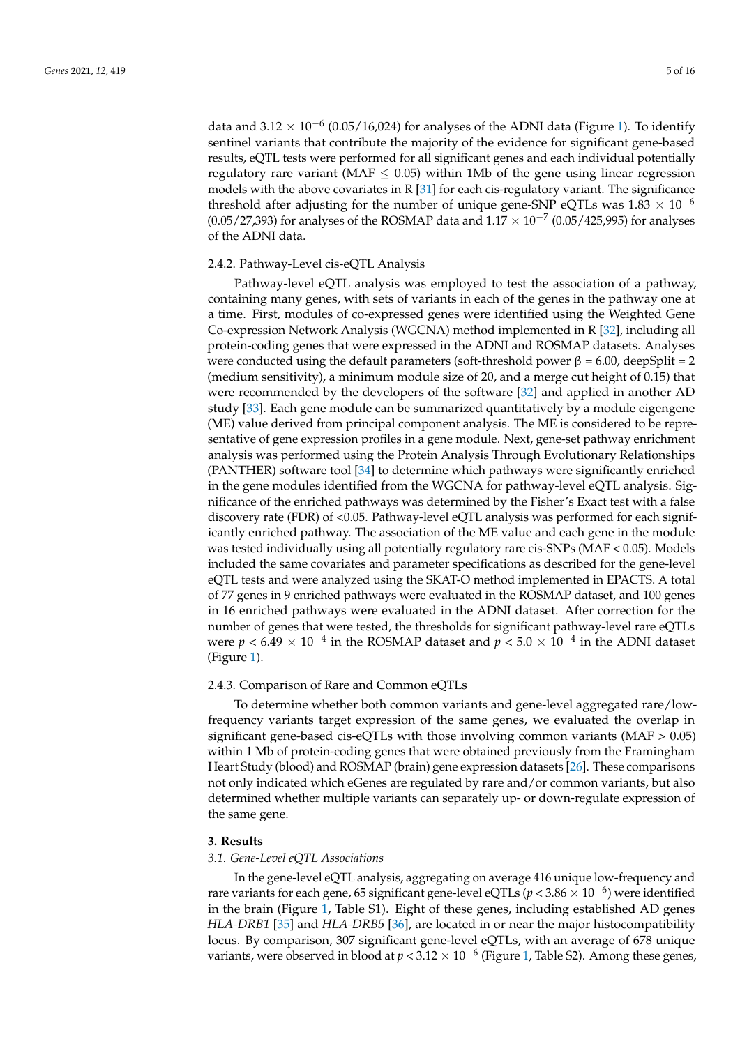data and $3.12 \times 10^{-6}$ (0.05/16,024) for analyses of the ADNI data (Figure 1). To identify sentinel variants that contribute the majority of the evidence for significant gene-based results, eQTL tests were performed for all significant genes and each individual potentially regulatory rare variant (MAF $\leq$ 0.05) within 1Mb of the gene using linear regression models with the above covariates in R [31] for each cis-regulatory variant. The significance threshold after adjusting for the number of unique gene-SNP eQTLs was $1.83 \times 10^{-6}$ (0.05/27,393) for analyses of the ROSMAP data and $1.17 \times 10^{-7}$ (0.05/425,995) for analyses of the ADNI data.

#### 2.4.2. Pathway-Level cis-eQTL Analysis

Pathway-level eQTL analysis was employed to test the association of a pathway, containing many genes, with sets of variants in each of the genes in the pathway one at a time. First, modules of co-expressed genes were identified using the Weighted Gene Co-expression Network Analysis (WGCNA) method implemented in R [32], including all protein-coding genes that were expressed in the ADNI and ROSMAP datasets. Analyses were conducted using the default parameters (soft-threshold power $\beta$ = 6.00, deepSplit = 2 (medium sensitivity), a minimum module size of 20, and a merge cut height of 0.15) that were recommended by the developers of the software [32] and applied in another AD study [33]. Each gene module can be summarized quantitatively by a module eigengene (ME) value derived from principal component analysis. The ME is considered to be representative of gene expression profiles in a gene module. Next, gene-set pathway enrichment analysis was performed using the Protein Analysis Through Evolutionary Relationships (PANTHER) software tool [34] to determine which pathways were significantly enriched in the gene modules identified from the WGCNA for pathway-level eQTL analysis. Significance of the enriched pathways was determined by the Fisher's Exact test with a false discovery rate (FDR) of <0.05. Pathway-level eQTL analysis was performed for each significantly enriched pathway. The association of the ME value and each gene in the module was tested individually using all potentially regulatory rare cis-SNPs (MAF < 0.05). Models included the same covariates and parameter specifications as described for the gene-level eQTL tests and were analyzed using the SKAT-O method implemented in EPACTS. A total of 77 genes in 9 enriched pathways were evaluated in the ROSMAP dataset, and 100 genes in 16 enriched pathways were evaluated in the ADNI dataset. After correction for the number of genes that were tested, the thresholds for significant pathway-level rare eQTLs were $p < 6.49 \times 10^{-4}$ in the ROSMAP dataset and $p < 5.0 \times 10^{-4}$ in the ADNI dataset (Figure 1).

#### 2.4.3. Comparison of Rare and Common eQTLs

To determine whether both common variants and gene-level aggregated rare/low-frequency variants target expression of the same genes, we evaluated the overlap in significant gene-based cis-eQTLs with those involving common variants (MAF > 0.05) within 1 Mb of protein-coding genes that were obtained previously from the Framingham Heart Study (blood) and ROSMAP (brain) gene expression datasets [26]. These comparisons not only indicated which eGenes are regulated by rare and/or common variants, but also determined whether multiple variants can separately up- or down-regulate expression of the same gene.

## 3. Results

### 3.1. Gene-Level eQTL Associations

In the gene-level eQTL analysis, aggregating on average 416 unique low-frequency and rare variants for each gene, 65 significant gene-level eQTLs ($p < 3.86 \times 10^{-6}$) were identified in the brain (Figure 1, Table S1). Eight of these genes, including established AD genes *HLA-DRB1* [35] and *HLA-DRB5* [36], are located in or near the major histocompatibility locus. By comparison, 307 significant gene-level eQTLs, with an average of 678 unique variants, were observed in blood at $p < 3.12 \times 10^{-6}$ (Figure 1, Table S2). Among these genes,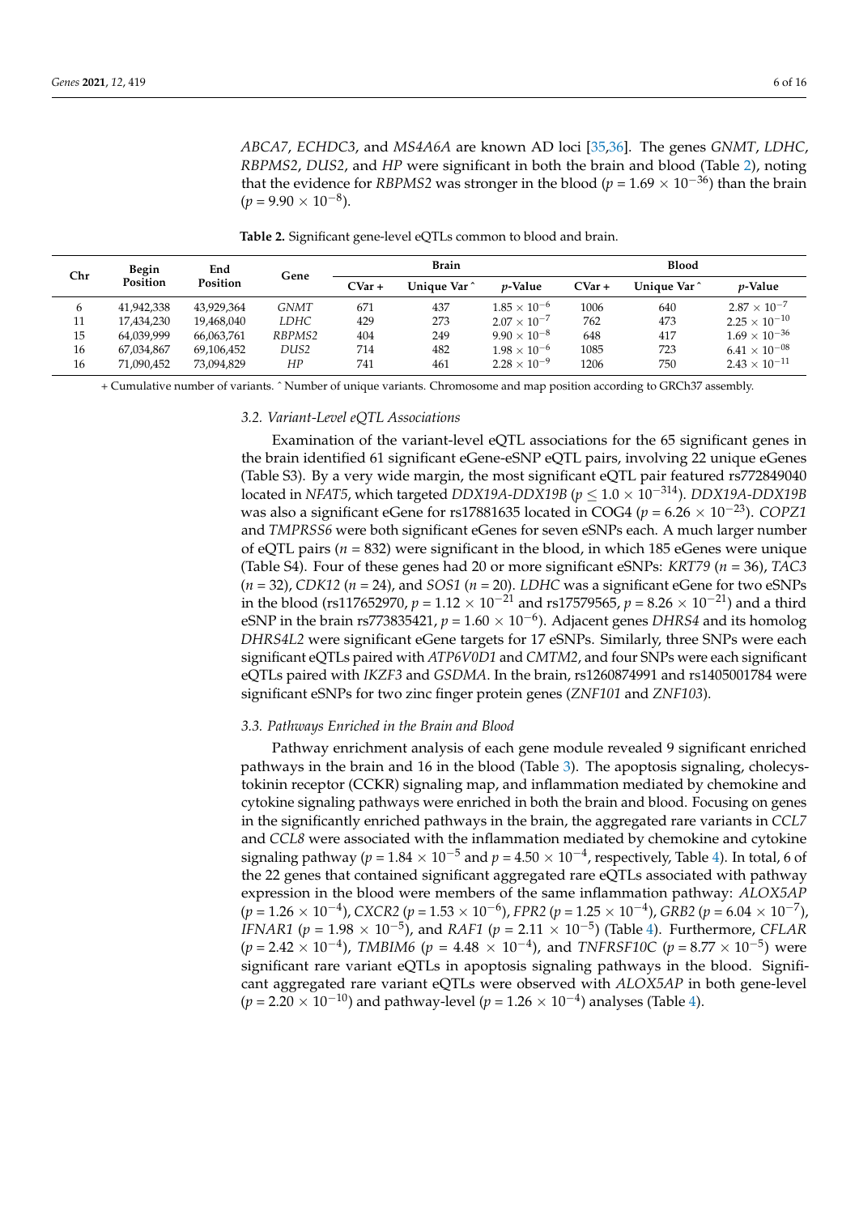*ABCA7*, *ECHDC3*, and *MS4A6A* are known AD loci [35,36]. The genes *GNMT*, *LDHC*, *RBPMS2*, *DUS2*, and *HP* were significant in both the brain and blood (Table 2), noting that the evidence for *RBPMS2* was stronger in the blood ($p = 1.69 \times 10^{-36}$) than the brain ($p = 9.90 \times 10^{-8}$).

**Table 2.** Significant gene-level eQTLs common to blood and brain.

| Chr | Begin Position | End Position | Gene | Brain | | | Blood | | |
|---|---|---|---|---|---|---|---|---|---|
| | | | | CVar + | Unique Var ^ | *p*-Value | CVar + | Unique Var ^ | *p*-Value |
| 6 | 41,942,338 | 43,929,364 | *GNMT* | 671 | 437 | $1.85 \times 10^{-6}$ | 1006 | 640 | $2.87 \times 10^{-7}$ |
| 11 | 17,434,230 | 19,468,040 | *LDHC* | 429 | 273 | $2.07 \times 10^{-7}$ | 762 | 473 | $2.25 \times 10^{-10}$ |
| 15 | 64,039,999 | 66,063,761 | *RBPMS2* | 404 | 249 | $9.90 \times 10^{-8}$ | 648 | 417 | $1.69 \times 10^{-36}$ |
| 16 | 67,034,867 | 69,106,452 | *DUS2* | 714 | 482 | $1.98 \times 10^{-6}$ | 1085 | 723 | $6.41 \times 10^{-08}$ |
| 16 | 71,090,452 | 73,094,829 | *HP* | 741 | 461 | $2.28 \times 10^{-9}$ | 1206 | 750 | $2.43 \times 10^{-11}$ |

+ Cumulative number of variants. ^ Number of unique variants. Chromosome and map position according to GRCh37 assembly.

### 3.2. Variant-Level eQTL Associations

Examination of the variant-level eQTL associations for the 65 significant genes in the brain identified 61 significant eGene-eSNP eQTL pairs, involving 22 unique eGenes (Table S3). By a very wide margin, the most significant eQTL pair featured rs772849040 located in *NFAT5*, which targeted *DDX19A-DDX19B* ($p \leq 1.0 \times 10^{-314}$). *DDX19A-DDX19B* was also a significant eGene for rs17881635 located in COG4 ($p = 6.26 \times 10^{-23}$). *COPZ1* and *TMPRSS6* were both significant eGenes for seven eSNPs each. A much larger number of eQTL pairs ($n = 832$) were significant in the blood, in which 185 eGenes were unique (Table S4). Four of these genes had 20 or more significant eSNPs: *KRT79* ($n = 36$), *TAC3* ($n = 32$), *CDK12* ($n = 24$), and *SOS1* ($n = 20$). *LDHC* was a significant eGene for two eSNPs in the blood (rs117652970, $p = 1.12 \times 10^{-21}$ and rs17579565, $p = 8.26 \times 10^{-21}$) and a third eSNP in the brain rs773835421, $p = 1.60 \times 10^{-6}$). Adjacent genes *DHRS4* and its homolog *DHRS4L2* were significant eGene targets for 17 eSNPs. Similarly, three SNPs were each significant eQTLs paired with *ATP6V0D1* and *CMTM2*, and four SNPs were each significant eQTLs paired with *IKZF3* and *GSDMA*. In the brain, rs1260874991 and rs1405001784 were significant eSNPs for two zinc finger protein genes (*ZNF101* and *ZNF103*).

### 3.3. Pathways Enriched in the Brain and Blood

Pathway enrichment analysis of each gene module revealed 9 significant enriched pathways in the brain and 16 in the blood (Table 3). The apoptosis signaling, cholecystokinin receptor (CCKR) signaling map, and inflammation mediated by chemokine and cytokine signaling pathways were enriched in both the brain and blood. Focusing on genes in the significantly enriched pathways in the brain, the aggregated rare variants in *CCL7* and *CCL8* were associated with the inflammation mediated by chemokine and cytokine signaling pathway ($p = 1.84 \times 10^{-5}$ and $p = 4.50 \times 10^{-4}$, respectively, Table 4). In total, 6 of the 22 genes that contained significant aggregated rare eQTLs associated with pathway expression in the blood were members of the same inflammation pathway: *ALOX5AP* ($p = 1.26 \times 10^{-4}$), *CXCR2* ($p = 1.53 \times 10^{-6}$), *FPR2* ($p = 1.25 \times 10^{-4}$), *GRB2* ($p = 6.04 \times 10^{-7}$), *IFNAR1* ($p = 1.98 \times 10^{-5}$), and *RAF1* ($p = 2.11 \times 10^{-5}$) (Table 4). Furthermore, *CFLAR* ($p = 2.42 \times 10^{-4}$), *TMBIM6* ($p = 4.48 \times 10^{-4}$), and *TNFRSF10C* ($p = 8.77 \times 10^{-5}$) were significant rare variant eQTLs in apoptosis signaling pathways in the blood. Significant aggregated rare variant eQTLs were observed with *ALOX5AP* in both gene-level ($p = 2.20 \times 10^{-10}$) and pathway-level ($p = 1.26 \times 10^{-4}$) analyses (Table 4).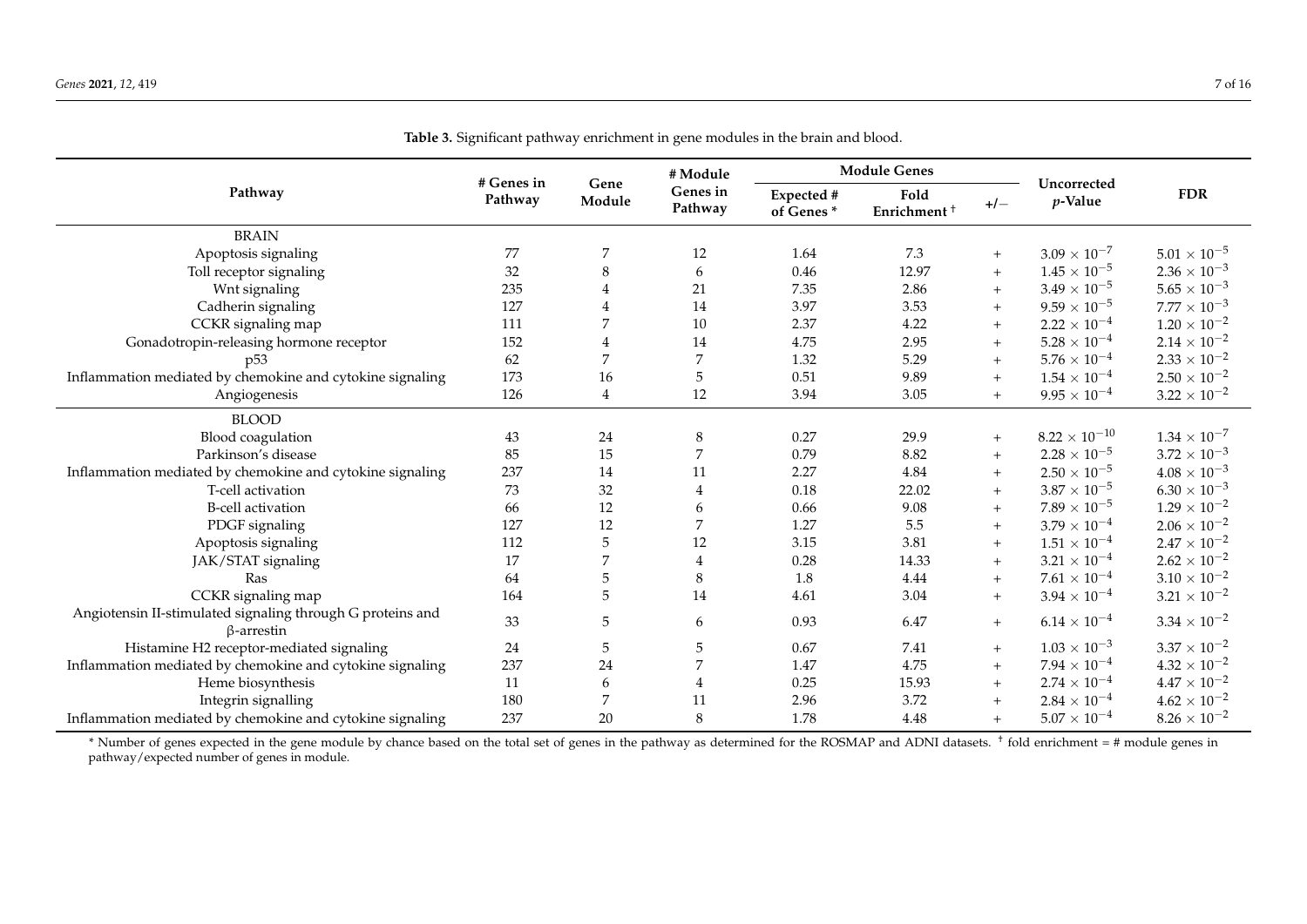**Table 3.** Significant pathway enrichment in gene modules in the brain and blood.

| Pathway | # Genes in Pathway | Gene Module | # Module Genes in Pathway | Module Genes | | | Uncorrected *p*-Value | FDR |
|---|---|---|---|---|---|---|---|---|
| | | | | Expected # of Genes * | Fold Enrichment † | +/− | | |
| BRAIN | | | | | | | | |
| Apoptosis signaling | 77 | 7 | 12 | 1.64 | 7.3 | + | $3.09 \times 10^{-7}$ | $5.01 \times 10^{-5}$ |
| Toll receptor signaling | 32 | 8 | 6 | 0.46 | 12.97 | + | $1.45 \times 10^{-5}$ | $2.36 \times 10^{-3}$ |
| Wnt signaling | 235 | 4 | 21 | 7.35 | 2.86 | + | $3.49 \times 10^{-5}$ | $5.65 \times 10^{-3}$ |
| Cadherin signaling | 127 | 4 | 14 | 3.97 | 3.53 | + | $9.59 \times 10^{-5}$ | $7.77 \times 10^{-3}$ |
| CCKR signaling map | 111 | 7 | 10 | 2.37 | 4.22 | + | $2.22 \times 10^{-4}$ | $1.20 \times 10^{-2}$ |
| Gonadotropin-releasing hormone receptor | 152 | 4 | 14 | 4.75 | 2.95 | + | $5.28 \times 10^{-4}$ | $2.14 \times 10^{-2}$ |
| p53 | 62 | 7 | 7 | 1.32 | 5.29 | + | $5.76 \times 10^{-4}$ | $2.33 \times 10^{-2}$ |
| Inflammation mediated by chemokine and cytokine signaling | 173 | 16 | 5 | 0.51 | 9.89 | + | $1.54 \times 10^{-4}$ | $2.50 \times 10^{-2}$ |
| Angiogenesis | 126 | 4 | 12 | 3.94 | 3.05 | + | $9.95 \times 10^{-4}$ | $3.22 \times 10^{-2}$ |
| BLOOD | | | | | | | | |
| Blood coagulation | 43 | 24 | 8 | 0.27 | 29.9 | + | $8.22 \times 10^{-10}$ | $1.34 \times 10^{-7}$ |
| Parkinson's disease | 85 | 15 | 7 | 0.79 | 8.82 | + | $2.28 \times 10^{-5}$ | $3.72 \times 10^{-3}$ |
| Inflammation mediated by chemokine and cytokine signaling | 237 | 14 | 11 | 2.27 | 4.84 | + | $2.50 \times 10^{-5}$ | $4.08 \times 10^{-3}$ |
| T-cell activation | 73 | 32 | 4 | 0.18 | 22.02 | + | $3.87 \times 10^{-5}$ | $6.30 \times 10^{-3}$ |
| B-cell activation | 66 | 12 | 6 | 0.66 | 9.08 | + | $7.89 \times 10^{-5}$ | $1.29 \times 10^{-2}$ |
| PDGF signaling | 127 | 12 | 7 | 1.27 | 5.5 | + | $3.79 \times 10^{-4}$ | $2.06 \times 10^{-2}$ |
| Apoptosis signaling | 112 | 5 | 12 | 3.15 | 3.81 | + | $1.51 \times 10^{-4}$ | $2.47 \times 10^{-2}$ |
| JAK/STAT signaling | 17 | 7 | 4 | 0.28 | 14.33 | + | $3.21 \times 10^{-4}$ | $2.62 \times 10^{-2}$ |
| Ras | 64 | 5 | 8 | 1.8 | 4.44 | + | $7.61 \times 10^{-4}$ | $3.10 \times 10^{-2}$ |
| CCKR signaling map | 164 | 5 | 14 | 4.61 | 3.04 | + | $3.94 \times 10^{-4}$ | $3.21 \times 10^{-2}$ |
| Angiotensin II-stimulated signaling through G proteins and β-arrestin | 33 | 5 | 6 | 0.93 | 6.47 | + | $6.14 \times 10^{-4}$ | $3.34 \times 10^{-2}$ |
| Histamine H2 receptor-mediated signaling | 24 | 5 | 5 | 0.67 | 7.41 | + | $1.03 \times 10^{-3}$ | $3.37 \times 10^{-2}$ |
| Inflammation mediated by chemokine and cytokine signaling | 237 | 24 | 7 | 1.47 | 4.75 | + | $7.94 \times 10^{-4}$ | $4.32 \times 10^{-2}$ |
| Heme biosynthesis | 11 | 6 | 4 | 0.25 | 15.93 | + | $2.74 \times 10^{-4}$ | $4.47 \times 10^{-2}$ |
| Integrin signalling | 180 | 7 | 11 | 2.96 | 3.72 | + | $2.84 \times 10^{-4}$ | $4.62 \times 10^{-2}$ |
| Inflammation mediated by chemokine and cytokine signaling | 237 | 20 | 8 | 1.78 | 4.48 | + | $5.07 \times 10^{-4}$ | $8.26 \times 10^{-2}$ |

* Number of genes expected in the gene module by chance based on the total set of genes in the pathway as determined for the ROSMAP and ADNI datasets. † fold enrichment = # module genes in pathway/expected number of genes in module.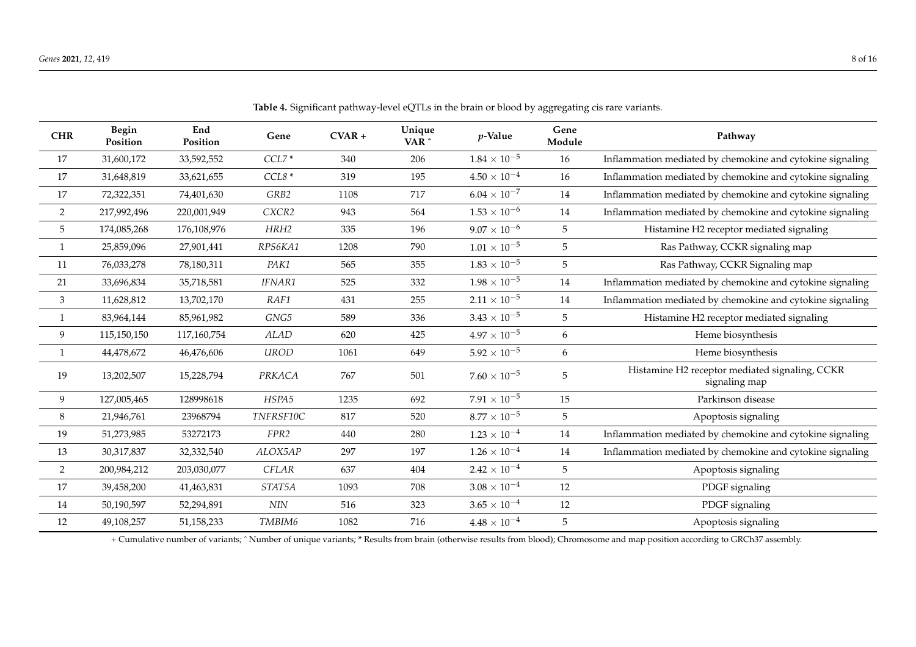**Table 4.** Significant pathway-level eQTLs in the brain or blood by aggregating cis rare variants.

| CHR | Begin Position | End Position | Gene | CVAR + | Unique VAR ^ | *p*-Value | Gene Module | Pathway |
|---|---|---|---|---|---|---|---|---|
| 17 | 31,600,172 | 33,592,552 | *CCL7* * | 340 | 206 | $1.84 \times 10^{-5}$ | 16 | Inflammation mediated by chemokine and cytokine signaling |
| 17 | 31,648,819 | 33,621,655 | *CCL8* * | 319 | 195 | $4.50 \times 10^{-4}$ | 16 | Inflammation mediated by chemokine and cytokine signaling |
| 17 | 72,322,351 | 74,401,630 | *GRB2* | 1108 | 717 | $6.04 \times 10^{-7}$ | 14 | Inflammation mediated by chemokine and cytokine signaling |
| 2 | 217,992,496 | 220,001,949 | *CXCR2* | 943 | 564 | $1.53 \times 10^{-6}$ | 14 | Inflammation mediated by chemokine and cytokine signaling |
| 5 | 174,085,268 | 176,108,976 | *HRH2* | 335 | 196 | $9.07 \times 10^{-6}$ | 5 | Histamine H2 receptor mediated signaling |
| 1 | 25,859,096 | 27,901,441 | *RPS6KA1* | 1208 | 790 | $1.01 \times 10^{-5}$ | 5 | Ras Pathway, CCKR signaling map |
| 11 | 76,033,278 | 78,180,311 | *PAK1* | 565 | 355 | $1.83 \times 10^{-5}$ | 5 | Ras Pathway, CCKR Signaling map |
| 21 | 33,696,834 | 35,718,581 | *IFNAR1* | 525 | 332 | $1.98 \times 10^{-5}$ | 14 | Inflammation mediated by chemokine and cytokine signaling |
| 3 | 11,628,812 | 13,702,170 | *RAF1* | 431 | 255 | $2.11 \times 10^{-5}$ | 14 | Inflammation mediated by chemokine and cytokine signaling |
| 1 | 83,964,144 | 85,961,982 | *GNG5* | 589 | 336 | $3.43 \times 10^{-5}$ | 5 | Histamine H2 receptor mediated signaling |
| 9 | 115,150,150 | 117,160,754 | *ALAD* | 620 | 425 | $4.97 \times 10^{-5}$ | 6 | Heme biosynthesis |
| 1 | 44,478,672 | 46,476,606 | *UROD* | 1061 | 649 | $5.92 \times 10^{-5}$ | 6 | Heme biosynthesis |
| 19 | 13,202,507 | 15,228,794 | *PRKACA* | 767 | 501 | $7.60 \times 10^{-5}$ | 5 | Histamine H2 receptor mediated signaling, CCKR signaling map |
| 9 | 127,005,465 | 128998618 | *HSPA5* | 1235 | 692 | $7.91 \times 10^{-5}$ | 15 | Parkinson disease |
| 8 | 21,946,761 | 23968794 | *TNFRSF10C* | 817 | 520 | $8.77 \times 10^{-5}$ | 5 | Apoptosis signaling |
| 19 | 51,273,985 | 53272173 | *FPR2* | 440 | 280 | $1.23 \times 10^{-4}$ | 14 | Inflammation mediated by chemokine and cytokine signaling |
| 13 | 30,317,837 | 32,332,540 | *ALOX5AP* | 297 | 197 | $1.26 \times 10^{-4}$ | 14 | Inflammation mediated by chemokine and cytokine signaling |
| 2 | 200,984,212 | 203,030,077 | *CFLAR* | 637 | 404 | $2.42 \times 10^{-4}$ | 5 | Apoptosis signaling |
| 17 | 39,458,200 | 41,463,831 | *STAT5A* | 1093 | 708 | $3.08 \times 10^{-4}$ | 12 | PDGF signaling |
| 14 | 50,190,597 | 52,294,891 | *NIN* | 516 | 323 | $3.65 \times 10^{-4}$ | 12 | PDGF signaling |
| 12 | 49,108,257 | 51,158,233 | *TMBIM6* | 1082 | 716 | $4.48 \times 10^{-4}$ | 5 | Apoptosis signaling |

+ Cumulative number of variants; ^ Number of unique variants; * Results from brain (otherwise results from blood); Chromosome and map position according to GRCh37 assembly.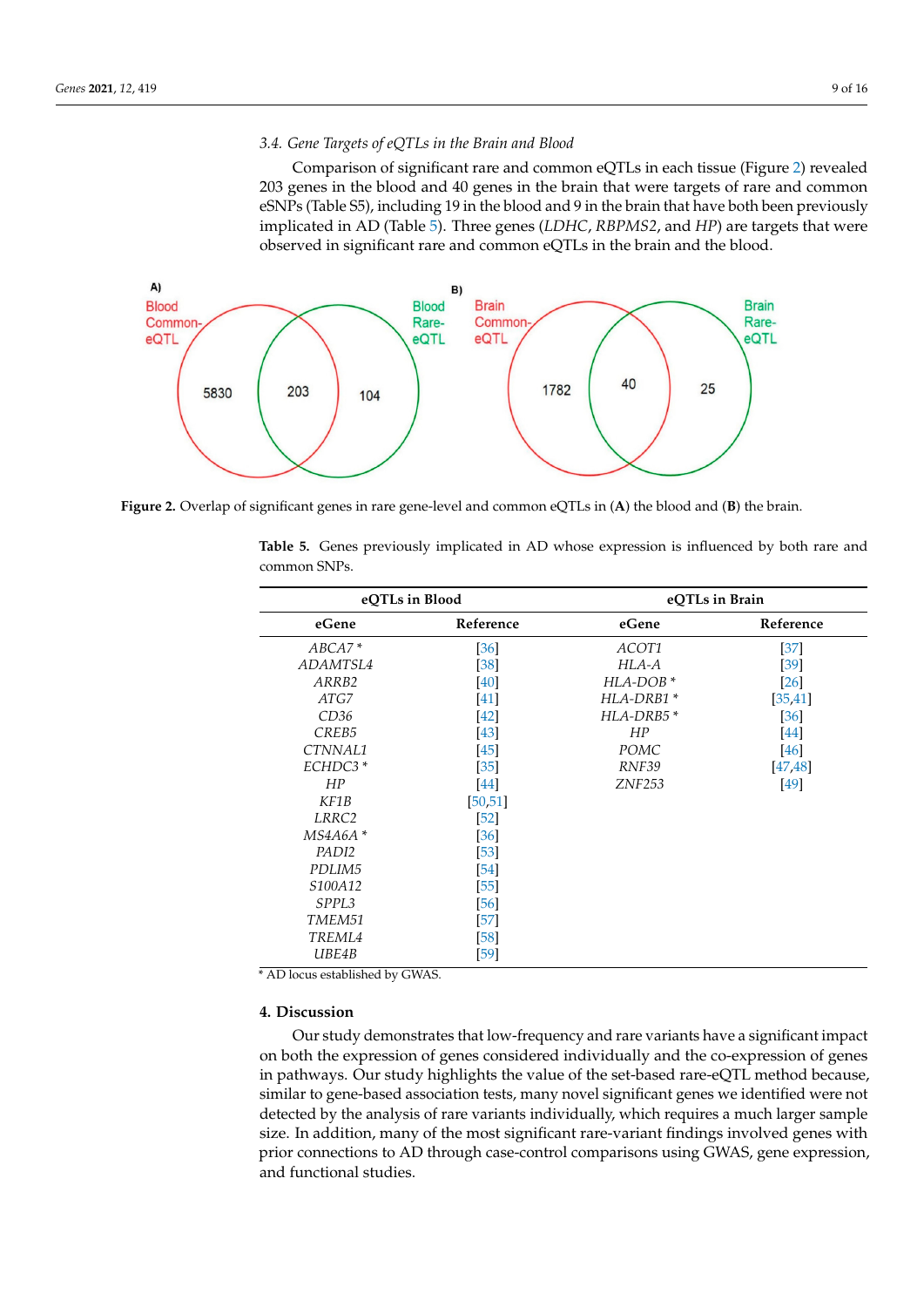### 3.4. Gene Targets of eQTLs in the Brain and Blood

Comparison of significant rare and common eQTLs in each tissue (Figure 2) revealed 203 genes in the blood and 40 genes in the brain that were targets of rare and common eSNPs (Table S5), including 19 in the blood and 9 in the brain that have both been previously implicated in AD (Table 5). Three genes (*LDHC*, *RBPMS2*, and *HP*) are targets that were observed in significant rare and common eQTLs in the brain and the blood.

**Figure 2.** Overlap of significant genes in rare gene-level and common eQTLs in (**A**) the blood and (**B**) the brain.

**Table 5.** Genes previously implicated in AD whose expression is influenced by both rare and common SNPs.

| eQTLs in Blood | | eQTLs in Brain | |
|---|---|---|---|
| **eGene** | **Reference** | **eGene** | **Reference** |
| *ABCA7* * | [36] | *ACOT1* | [37] |
| *ADAMTSL4* | [38] | *HLA-A* | [39] |
| *ARRB2* | [40] | *HLA-DOB* * | [26] |
| *ATG7* | [41] | *HLA-DRB1* * | [35,41] |
| *CD36* | [42] | *HLA-DRB5* * | [36] |
| *CREB5* | [43] | *HP* | [44] |
| *CTNNAL1* | [45] | *POMC* | [46] |
| *ECHDC3* * | [35] | *RNF39* | [47,48] |
| *HP* | [44] | *ZNF253* | [49] |
| *KF1B* | [50,51] | | |
| *LRRC2* | [52] | | |
| *MS4A6A* * | [36] | | |
| *PADI2* | [53] | | |
| *PDLIM5* | [54] | | |
| *S100A12* | [55] | | |
| *SPPL3* | [56] | | |
| *TMEM51* | [57] | | |
| *TREML4* | [58] | | |
| *UBE4B* | [59] | | |

* AD locus established by GWAS.

## 4. Discussion

Our study demonstrates that low-frequency and rare variants have a significant impact on both the expression of genes considered individually and the co-expression of genes in pathways. Our study highlights the value of the set-based rare-eQTL method because, similar to gene-based association tests, many novel significant genes we identified were not detected by the analysis of rare variants individually, which requires a much larger sample size. In addition, many of the most significant rare-variant findings involved genes with prior connections to AD through case-control comparisons using GWAS, gene expression, and functional studies.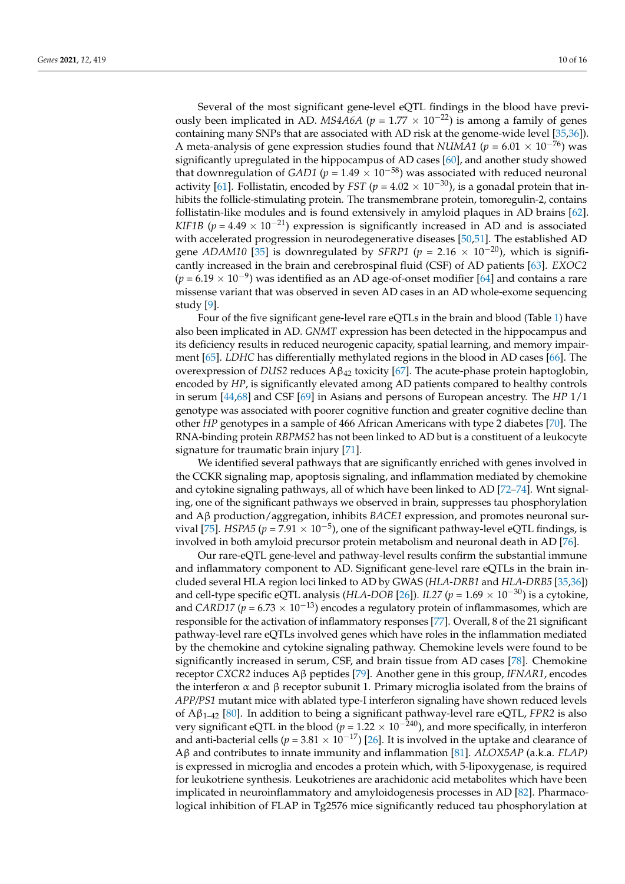Several of the most significant gene-level eQTL findings in the blood have previously been implicated in AD. *MS4A6A* ($p = 1.77 \times 10^{-22}$) is among a family of genes containing many SNPs that are associated with AD risk at the genome-wide level [35,36]). A meta-analysis of gene expression studies found that *NUMA1* ($p = 6.01 \times 10^{-76}$) was significantly upregulated in the hippocampus of AD cases [60], and another study showed that downregulation of *GAD1* ($p = 1.49 \times 10^{-58}$) was associated with reduced neuronal activity [61]. Follistatin, encoded by *FST* ($p = 4.02 \times 10^{-30}$), is a gonadal protein that inhibits the follicle-stimulating protein. The transmembrane protein, tomoregulin-2, contains follistatin-like modules and is found extensively in amyloid plaques in AD brains [62]. *KIF1B* ($p = 4.49 \times 10^{-21}$) expression is significantly increased in AD and is associated with accelerated progression in neurodegenerative diseases [50,51]. The established AD gene *ADAM10* [35] is downregulated by *SFRP1* ($p = 2.16 \times 10^{-20}$), which is significantly increased in the brain and cerebrospinal fluid (CSF) of AD patients [63]. *EXOC2* ($p = 6.19 \times 10^{-9}$) was identified as an AD age-of-onset modifier [64] and contains a rare missense variant that was observed in seven AD cases in an AD whole-exome sequencing study [9].

Four of the five significant gene-level rare eQTLs in the brain and blood (Table 1) have also been implicated in AD. *GNMT* expression has been detected in the hippocampus and its deficiency results in reduced neurogenic capacity, spatial learning, and memory impairment [65]. *LDHC* has differentially methylated regions in the blood in AD cases [66]. The overexpression of *DUS2* reduces $A\beta_{42}$ toxicity [67]. The acute-phase protein haptoglobin, encoded by *HP*, is significantly elevated among AD patients compared to healthy controls in serum [44,68] and CSF [69] in Asians and persons of European ancestry. The *HP* 1/1 genotype was associated with poorer cognitive function and greater cognitive decline than other *HP* genotypes in a sample of 466 African Americans with type 2 diabetes [70]. The RNA-binding protein *RBPMS2* has not been linked to AD but is a constituent of a leukocyte signature for traumatic brain injury [71].

We identified several pathways that are significantly enriched with genes involved in the CCKR signaling map, apoptosis signaling, and inflammation mediated by chemokine and cytokine signaling pathways, all of which have been linked to AD [72–74]. Wnt signaling, one of the significant pathways we observed in brain, suppresses tau phosphorylation and Aβ production/aggregation, inhibits *BACE1* expression, and promotes neuronal survival [75]. *HSPA5* ($p = 7.91 \times 10^{-5}$), one of the significant pathway-level eQTL findings, is involved in both amyloid precursor protein metabolism and neuronal death in AD [76].

Our rare-eQTL gene-level and pathway-level results confirm the substantial immune and inflammatory component to AD. Significant gene-level rare eQTLs in the brain included several HLA region loci linked to AD by GWAS (*HLA-DRB1* and *HLA-DRB5* [35,36]) and cell-type specific eQTL analysis (*HLA-DOB* [26]). *IL27* ($p = 1.69 \times 10^{-30}$) is a cytokine, and *CARD17* ($p = 6.73 \times 10^{-13}$) encodes a regulatory protein of inflammasomes, which are responsible for the activation of inflammatory responses [77]. Overall, 8 of the 21 significant pathway-level rare eQTLs involved genes which have roles in the inflammation mediated by the chemokine and cytokine signaling pathway. Chemokine levels were found to be significantly increased in serum, CSF, and brain tissue from AD cases [78]. Chemokine receptor *CXCR2* induces Aβ peptides [79]. Another gene in this group, *IFNAR1*, encodes the interferon α and β receptor subunit 1. Primary microglia isolated from the brains of *APP/PS1* mutant mice with ablated type-I interferon signaling have shown reduced levels of $A\beta_{1-42}$ [80]. In addition to being a significant pathway-level rare eQTL, *FPR2* is also very significant eQTL in the blood ($p = 1.22 \times 10^{-240}$), and more specifically, in interferon and anti-bacterial cells ($p = 3.81 \times 10^{-17}$) [26]. It is involved in the uptake and clearance of Aβ and contributes to innate immunity and inflammation [81]. *ALOX5AP* (a.k.a. *FLAP)* is expressed in microglia and encodes a protein which, with 5-lipoxygenase, is required for leukotriene synthesis. Leukotrienes are arachidonic acid metabolites which have been implicated in neuroinflammatory and amyloidogenesis processes in AD [82]. Pharmacological inhibition of FLAP in Tg2576 mice significantly reduced tau phosphorylation at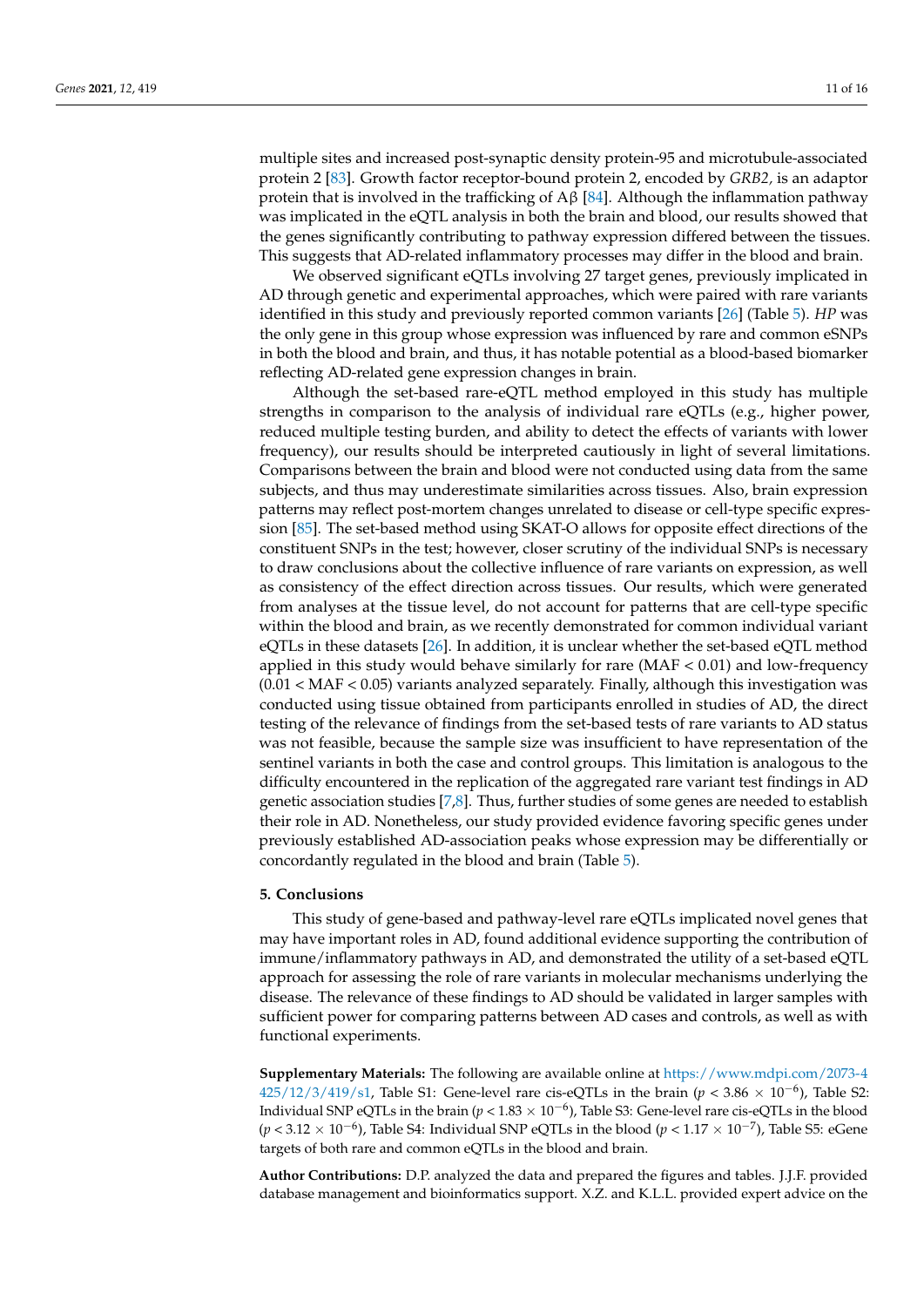multiple sites and increased post-synaptic density protein-95 and microtubule-associated protein 2 [83]. Growth factor receptor-bound protein 2, encoded by *GRB2,* is an adaptor protein that is involved in the trafficking of Aβ [84]. Although the inflammation pathway was implicated in the eQTL analysis in both the brain and blood, our results showed that the genes significantly contributing to pathway expression differed between the tissues. This suggests that AD-related inflammatory processes may differ in the blood and brain.

We observed significant eQTLs involving 27 target genes, previously implicated in AD through genetic and experimental approaches, which were paired with rare variants identified in this study and previously reported common variants [26] (Table 5). *HP* was the only gene in this group whose expression was influenced by rare and common eSNPs in both the blood and brain, and thus, it has notable potential as a blood-based biomarker reflecting AD-related gene expression changes in brain.

Although the set-based rare-eQTL method employed in this study has multiple strengths in comparison to the analysis of individual rare eQTLs (e.g., higher power, reduced multiple testing burden, and ability to detect the effects of variants with lower frequency), our results should be interpreted cautiously in light of several limitations. Comparisons between the brain and blood were not conducted using data from the same subjects, and thus may underestimate similarities across tissues. Also, brain expression patterns may reflect post-mortem changes unrelated to disease or cell-type specific expression [85]. The set-based method using SKAT-O allows for opposite effect directions of the constituent SNPs in the test; however, closer scrutiny of the individual SNPs is necessary to draw conclusions about the collective influence of rare variants on expression, as well as consistency of the effect direction across tissues. Our results, which were generated from analyses at the tissue level, do not account for patterns that are cell-type specific within the blood and brain, as we recently demonstrated for common individual variant eQTLs in these datasets [26]. In addition, it is unclear whether the set-based eQTL method applied in this study would behave similarly for rare (MAF < 0.01) and low-frequency (0.01 < MAF < 0.05) variants analyzed separately. Finally, although this investigation was conducted using tissue obtained from participants enrolled in studies of AD, the direct testing of the relevance of findings from the set-based tests of rare variants to AD status was not feasible, because the sample size was insufficient to have representation of the sentinel variants in both the case and control groups. This limitation is analogous to the difficulty encountered in the replication of the aggregated rare variant test findings in AD genetic association studies [7,8]. Thus, further studies of some genes are needed to establish their role in AD. Nonetheless, our study provided evidence favoring specific genes under previously established AD-association peaks whose expression may be differentially or concordantly regulated in the blood and brain (Table 5).

## 5. Conclusions

This study of gene-based and pathway-level rare eQTLs implicated novel genes that may have important roles in AD, found additional evidence supporting the contribution of immune/inflammatory pathways in AD, and demonstrated the utility of a set-based eQTL approach for assessing the role of rare variants in molecular mechanisms underlying the disease. The relevance of these findings to AD should be validated in larger samples with sufficient power for comparing patterns between AD cases and controls, as well as with functional experiments.

**Supplementary Materials:** The following are available online at https://www.mdpi.com/2073-4425/12/3/419/s1, Table S1: Gene-level rare cis-eQTLs in the brain ($p < 3.86 \times 10^{-6}$), Table S2: Individual SNP eQTLs in the brain ($p < 1.83 \times 10^{-6}$), Table S3: Gene-level rare cis-eQTLs in the blood ($p < 3.12 \times 10^{-6}$), Table S4: Individual SNP eQTLs in the blood ($p < 1.17 \times 10^{-7}$), Table S5: eGene targets of both rare and common eQTLs in the blood and brain.

**Author Contributions:** D.P. analyzed the data and prepared the figures and tables. J.J.F. provided database management and bioinformatics support. X.Z. and K.L.L. provided expert advice on the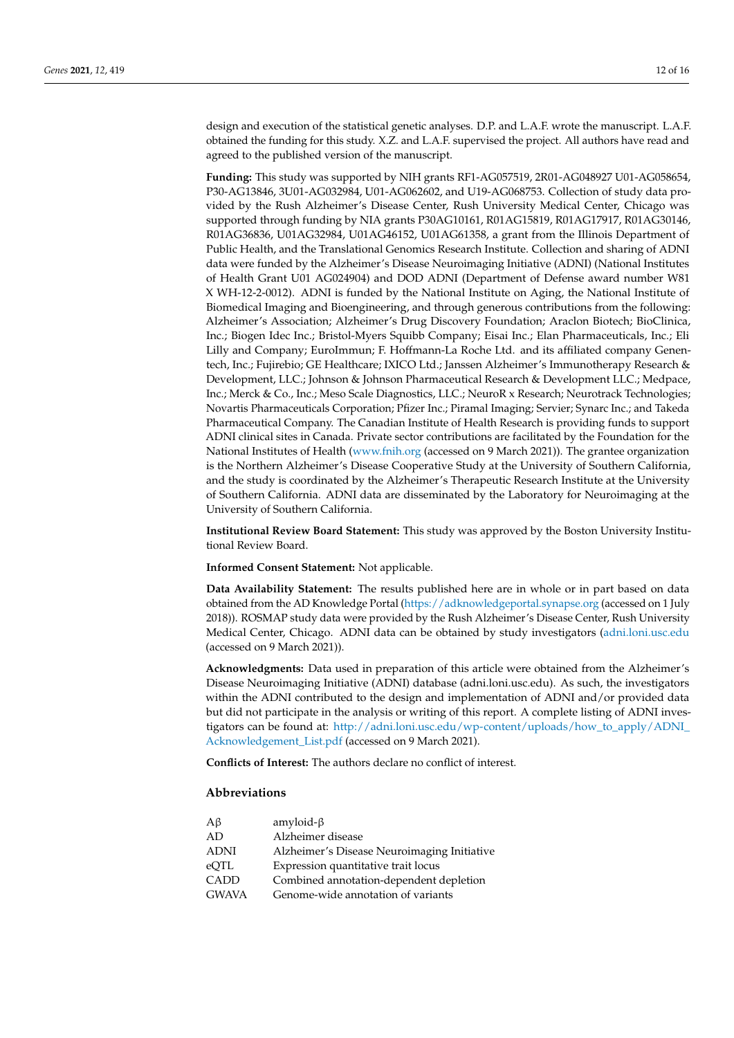design and execution of the statistical genetic analyses. D.P. and L.A.F. wrote the manuscript. L.A.F. obtained the funding for this study. X.Z. and L.A.F. supervised the project. All authors have read and agreed to the published version of the manuscript.

**Funding:** This study was supported by NIH grants RF1-AG057519, 2R01-AG048927 U01-AG058654, P30-AG13846, 3U01-AG032984, U01-AG062602, and U19-AG068753. Collection of study data provided by the Rush Alzheimer's Disease Center, Rush University Medical Center, Chicago was supported through funding by NIA grants P30AG10161, R01AG15819, R01AG17917, R01AG30146, R01AG36836, U01AG32984, U01AG46152, U01AG61358, a grant from the Illinois Department of Public Health, and the Translational Genomics Research Institute. Collection and sharing of ADNI data were funded by the Alzheimer's Disease Neuroimaging Initiative (ADNI) (National Institutes of Health Grant U01 AG024904) and DOD ADNI (Department of Defense award number W81 X WH-12-2-0012). ADNI is funded by the National Institute on Aging, the National Institute of Biomedical Imaging and Bioengineering, and through generous contributions from the following: Alzheimer's Association; Alzheimer's Drug Discovery Foundation; Araclon Biotech; BioClinica, Inc.; Biogen Idec Inc.; Bristol-Myers Squibb Company; Eisai Inc.; Elan Pharmaceuticals, Inc.; Eli Lilly and Company; EuroImmun; F. Hoffmann-La Roche Ltd. and its affiliated company Genentech, Inc.; Fujirebio; GE Healthcare; IXICO Ltd.; Janssen Alzheimer's Immunotherapy Research & Development, LLC.; Johnson & Johnson Pharmaceutical Research & Development LLC.; Medpace, Inc.; Merck & Co., Inc.; Meso Scale Diagnostics, LLC.; NeuroR x Research; Neurotrack Technologies; Novartis Pharmaceuticals Corporation; Pfizer Inc.; Piramal Imaging; Servier; Synarc Inc.; and Takeda Pharmaceutical Company. The Canadian Institute of Health Research is providing funds to support ADNI clinical sites in Canada. Private sector contributions are facilitated by the Foundation for the National Institutes of Health (www.fnih.org (accessed on 9 March 2021)). The grantee organization is the Northern Alzheimer's Disease Cooperative Study at the University of Southern California, and the study is coordinated by the Alzheimer's Therapeutic Research Institute at the University of Southern California. ADNI data are disseminated by the Laboratory for Neuroimaging at the University of Southern California.

**Institutional Review Board Statement:** This study was approved by the Boston University Institutional Review Board.

**Informed Consent Statement:** Not applicable.

**Data Availability Statement:** The results published here are in whole or in part based on data obtained from the AD Knowledge Portal (https://adknowledgeportal.synapse.org (accessed on 1 July 2018)). ROSMAP study data were provided by the Rush Alzheimer's Disease Center, Rush University Medical Center, Chicago. ADNI data can be obtained by study investigators (adni.loni.usc.edu (accessed on 9 March 2021)).

**Acknowledgments:** Data used in preparation of this article were obtained from the Alzheimer's Disease Neuroimaging Initiative (ADNI) database (adni.loni.usc.edu). As such, the investigators within the ADNI contributed to the design and implementation of ADNI and/or provided data but did not participate in the analysis or writing of this report. A complete listing of ADNI investigators can be found at: http://adni.loni.usc.edu/wp-content/uploads/how_to_apply/ADNI_Acknowledgement_List.pdf (accessed on 9 March 2021).

**Conflicts of Interest:** The authors declare no conflict of interest.

## Abbreviations

| | |
|---|---|
| Aβ | amyloid-β |
| AD | Alzheimer disease |
| ADNI | Alzheimer's Disease Neuroimaging Initiative |
| eQTL | Expression quantitative trait locus |
| CADD | Combined annotation-dependent depletion |
| GWAVA | Genome-wide annotation of variants |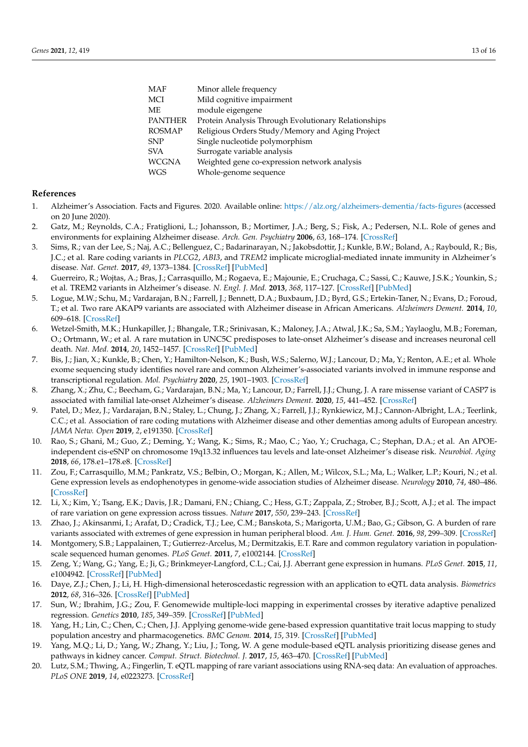| | |
|---|---|
| MAF | Minor allele frequency |
| MCI | Mild cognitive impairment |
| ME | module eigengene |
| PANTHER | Protein Analysis Through Evolutionary Relationships |
| ROSMAP | Religious Orders Study/Memory and Aging Project |
| SNP | Single nucleotide polymorphism |
| SVA | Surrogate variable analysis |
| WCGNA | Weighted gene co-expression network analysis |
| WGS | Whole-genome sequence |

## References

1. Alzheimer's Association. Facts and Figures. 2020. Available online: https://alz.org/alzheimers-dementia/facts-figures (accessed on 20 June 2020).
2. Gatz, M.; Reynolds, C.A.; Fratiglioni, L.; Johansson, B.; Mortimer, J.A.; Berg, S.; Fisk, A.; Pedersen, N.L. Role of genes and environments for explaining Alzheimer disease. *Arch. Gen. Psychiatry* **2006**, *63*, 168–174. [CrossRef]
3. Sims, R.; van der Lee, S.; Naj, A.C.; Bellenguez, C.; Badarinarayan, N.; Jakobsdottir, J.; Kunkle, B.W.; Boland, A.; Raybould, R.; Bis, J.C.; et al. Rare coding variants in *PLCG2*, *ABI3*, and *TREM2* implicate microglial-mediated innate immunity in Alzheimer's disease. *Nat. Genet.* **2017**, *49*, 1373–1384. [CrossRef] [PubMed]
4. Guerreiro, R.; Wojtas, A.; Bras, J.; Carrasquillo, M.; Rogaeva, E.; Majounie, E.; Cruchaga, C.; Sassi, C.; Kauwe, J.S.K.; Younkin, S.; et al. TREM2 variants in Alzheimer's disease. *N. Engl. J. Med.* **2013**, *368*, 117–127. [CrossRef] [PubMed]
5. Logue, M.W.; Schu, M.; Vardarajan, B.N.; Farrell, J.; Bennett, D.A.; Buxbaum, J.D.; Byrd, G.S.; Ertekin-Taner, N.; Evans, D.; Foroud, T.; et al. Two rare AKAP9 variants are associated with Alzheimer disease in African Americans. *Alzheimers Dement.* **2014**, *10*, 609–618. [CrossRef]
6. Wetzel-Smith, M.K.; Hunkapiller, J.; Bhangale, T.R.; Srinivasan, K.; Maloney, J.A.; Atwal, J.K.; Sa, S.M.; Yaylaoglu, M.B.; Foreman, O.; Ortmann, W.; et al. A rare mutation in UNC5C predisposes to late-onset Alzheimer's disease and increases neuronal cell death. *Nat. Med.* **2014**, *20*, 1452–1457. [CrossRef] [PubMed]
7. Bis, J.; Jian, X.; Kunkle, B.; Chen, Y.; Hamilton-Nelson, K.; Bush, W.S.; Salerno, W.J.; Lancour, D.; Ma, Y.; Renton, A.E.; et al. Whole exome sequencing study identifies novel rare and common Alzheimer's-associated variants involved in immune response and transcriptional regulation. *Mol. Psychiatry* **2020**, *25*, 1901–1903. [CrossRef]
8. Zhang, X.; Zhu, C.; Beecham, G.; Vardarajan, B.N.; Ma, Y.; Lancour, D.; Farrell, J.J.; Chung, J. A rare missense variant of CASP7 is associated with familial late-onset Alzheimer's disease. *Alzheimers Dement.* **2020**, *15*, 441–452. [CrossRef]
9. Patel, D.; Mez, J.; Vardarajan, B.N.; Staley, L.; Chung, J.; Zhang, X.; Farrell, J.J.; Rynkiewicz, M.J.; Cannon-Albright, L.A.; Teerlink, C.C.; et al. Association of rare coding mutations with Alzheimer disease and other dementias among adults of European ancestry. *JAMA Netw. Open* **2019**, *2*, e191350. [CrossRef]
10. Rao, S.; Ghani, M.; Guo, Z.; Deming, Y.; Wang, K.; Sims, R.; Mao, C.; Yao, Y.; Cruchaga, C.; Stephan, D.A.; et al. An APOE-independent cis-eSNP on chromosome 19q13.32 influences tau levels and late-onset Alzheimer's disease risk. *Neurobiol. Aging* **2018**, *66*, 178.e1–178.e8. [CrossRef]
11. Zou, F.; Carrasquillo, M.M.; Pankratz, V.S.; Belbin, O.; Morgan, K.; Allen, M.; Wilcox, S.L.; Ma, L.; Walker, L.P.; Kouri, N.; et al. Gene expression levels as endophenotypes in genome-wide association studies of Alzheimer disease. *Neurology* **2010**, *74*, 480–486. [CrossRef]
12. Li, X.; Kim, Y.; Tsang, E.K.; Davis, J.R.; Damani, F.N.; Chiang, C.; Hess, G.T.; Zappala, Z.; Strober, B.J.; Scott, A.J.; et al. The impact of rare variation on gene expression across tissues. *Nature* **2017**, *550*, 239–243. [CrossRef]
13. Zhao, J.; Akinsanmi, I.; Arafat, D.; Cradick, T.J.; Lee, C.M.; Banskota, S.; Marigorta, U.M.; Bao, G.; Gibson, G. A burden of rare variants associated with extremes of gene expression in human peripheral blood. *Am. J. Hum. Genet.* **2016**, *98*, 299–309. [CrossRef]
14. Montgomery, S.B.; Lappalainen, T.; Gutierrez-Arcelus, M.; Dermitzakis, E.T. Rare and common regulatory variation in population-scale sequenced human genomes. *PLoS Genet.* **2011**, *7*, e1002144. [CrossRef]
15. Zeng, Y.; Wang, G.; Yang, E.; Ji, G.; Brinkmeyer-Langford, C.L.; Cai, J.J. Aberrant gene expression in humans. *PLoS Genet.* **2015**, *11*, e1004942. [CrossRef] [PubMed]
16. Daye, Z.J.; Chen, J.; Li, H. High-dimensional heteroscedastic regression with an application to eQTL data analysis. *Biometrics* **2012**, *68*, 316–326. [CrossRef] [PubMed]
17. Sun, W.; Ibrahim, J.G.; Zou, F. Genomewide multiple-loci mapping in experimental crosses by iterative adaptive penalized regression. *Genetics* **2010**, *185*, 349–359. [CrossRef] [PubMed]
18. Yang, H.; Lin, C.; Chen, C.; Chen, J.J. Applying genome-wide gene-based expression quantitative trait locus mapping to study population ancestry and pharmacogenetics. *BMC Genom.* **2014**, *15*, 319. [CrossRef] [PubMed]
19. Yang, M.Q.; Li, D.; Yang, W.; Zhang, Y.; Liu, J.; Tong, W. A gene module-based eQTL analysis prioritizing disease genes and pathways in kidney cancer. *Comput. Struct. Biotechnol. J.* **2017**, *15*, 463–470. [CrossRef] [PubMed]
20. Lutz, S.M.; Thwing, A.; Fingerlin, T. eQTL mapping of rare variant associations using RNA-seq data: An evaluation of approaches. *PLoS ONE* **2019**, *14*, e0223273. [CrossRef]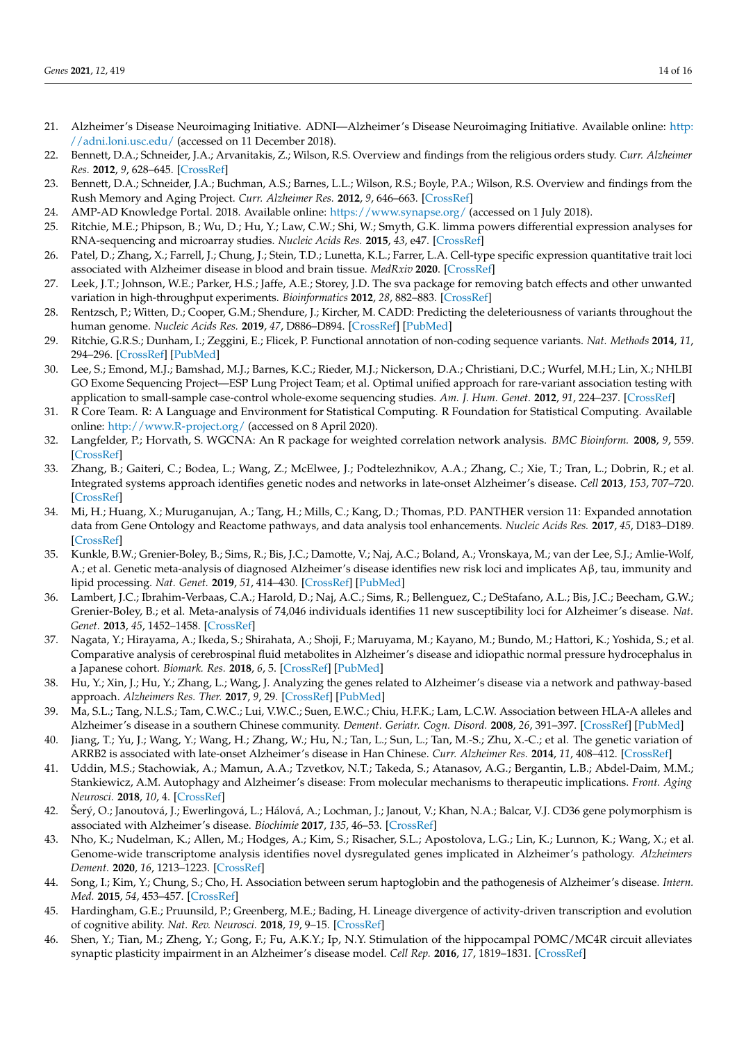21. Alzheimer's Disease Neuroimaging Initiative. ADNI—Alzheimer's Disease Neuroimaging Initiative. Available online: http://adni.loni.usc.edu/ (accessed on 11 December 2018).
22. Bennett, D.A.; Schneider, J.A.; Arvanitakis, Z.; Wilson, R.S. Overview and findings from the religious orders study. *Curr. Alzheimer Res.* **2012**, *9*, 628–645. [CrossRef]
23. Bennett, D.A.; Schneider, J.A.; Buchman, A.S.; Barnes, L.L.; Wilson, R.S.; Boyle, P.A.; Wilson, R.S. Overview and findings from the Rush Memory and Aging Project. *Curr. Alzheimer Res.* **2012**, *9*, 646–663. [CrossRef]
24. AMP-AD Knowledge Portal. 2018. Available online: https://www.synapse.org/ (accessed on 1 July 2018).
25. Ritchie, M.E.; Phipson, B.; Wu, D.; Hu, Y.; Law, C.W.; Shi, W.; Smyth, G.K. limma powers differential expression analyses for RNA-sequencing and microarray studies. *Nucleic Acids Res.* **2015**, *43*, e47. [CrossRef]
26. Patel, D.; Zhang, X.; Farrell, J.; Chung, J.; Stein, T.D.; Lunetta, K.L.; Farrer, L.A. Cell-type specific expression quantitative trait loci associated with Alzheimer disease in blood and brain tissue. *MedRxiv* **2020**. [CrossRef]
27. Leek, J.T.; Johnson, W.E.; Parker, H.S.; Jaffe, A.E.; Storey, J.D. The sva package for removing batch effects and other unwanted variation in high-throughput experiments. *Bioinformatics* **2012**, *28*, 882–883. [CrossRef]
28. Rentzsch, P.; Witten, D.; Cooper, G.M.; Shendure, J.; Kircher, M. CADD: Predicting the deleteriousness of variants throughout the human genome. *Nucleic Acids Res.* **2019**, *47*, D886–D894. [CrossRef] [PubMed]
29. Ritchie, G.R.S.; Dunham, I.; Zeggini, E.; Flicek, P. Functional annotation of non-coding sequence variants. *Nat. Methods* **2014**, *11*, 294–296. [CrossRef] [PubMed]
30. Lee, S.; Emond, M.J.; Bamshad, M.J.; Barnes, K.C.; Rieder, M.J.; Nickerson, D.A.; Christiani, D.C.; Wurfel, M.H.; Lin, X.; NHLBI GO Exome Sequencing Project—ESP Lung Project Team; et al. Optimal unified approach for rare-variant association testing with application to small-sample case-control whole-exome sequencing studies. *Am. J. Hum. Genet.* **2012**, *91*, 224–237. [CrossRef]
31. R Core Team. R: A Language and Environment for Statistical Computing. R Foundation for Statistical Computing. Available online: http://www.R-project.org/ (accessed on 8 April 2020).
32. Langfelder, P.; Horvath, S. WGCNA: An R package for weighted correlation network analysis. *BMC Bioinform.* **2008**, *9*, 559. [CrossRef]
33. Zhang, B.; Gaiteri, C.; Bodea, L.; Wang, Z.; McElwee, J.; Podtelezhnikov, A.A.; Zhang, C.; Xie, T.; Tran, L.; Dobrin, R.; et al. Integrated systems approach identifies genetic nodes and networks in late-onset Alzheimer's disease. *Cell* **2013**, *153*, 707–720. [CrossRef]
34. Mi, H.; Huang, X.; Muruganujan, A.; Tang, H.; Mills, C.; Kang, D.; Thomas, P.D. PANTHER version 11: Expanded annotation data from Gene Ontology and Reactome pathways, and data analysis tool enhancements. *Nucleic Acids Res.* **2017**, *45*, D183–D189. [CrossRef]
35. Kunkle, B.W.; Grenier-Boley, B.; Sims, R.; Bis, J.C.; Damotte, V.; Naj, A.C.; Boland, A.; Vronskaya, M.; van der Lee, S.J.; Amlie-Wolf, A.; et al. Genetic meta-analysis of diagnosed Alzheimer's disease identifies new risk loci and implicates Aβ, tau, immunity and lipid processing. *Nat. Genet.* **2019**, *51*, 414–430. [CrossRef] [PubMed]
36. Lambert, J.C.; Ibrahim-Verbaas, C.A.; Harold, D.; Naj, A.C.; Sims, R.; Bellenguez, C.; DeStafano, A.L.; Bis, J.C.; Beecham, G.W.; Grenier-Boley, B.; et al. Meta-analysis of 74,046 individuals identifies 11 new susceptibility loci for Alzheimer's disease. *Nat. Genet.* **2013**, *45*, 1452–1458. [CrossRef]
37. Nagata, Y.; Hirayama, A.; Ikeda, S.; Shirahata, A.; Shoji, F.; Maruyama, M.; Kayano, M.; Bundo, M.; Hattori, K.; Yoshida, S.; et al. Comparative analysis of cerebrospinal fluid metabolites in Alzheimer's disease and idiopathic normal pressure hydrocephalus in a Japanese cohort. *Biomark. Res.* **2018**, *6*, 5. [CrossRef] [PubMed]
38. Hu, Y.; Xin, J.; Hu, Y.; Zhang, L.; Wang, J. Analyzing the genes related to Alzheimer's disease via a network and pathway-based approach. *Alzheimers Res. Ther.* **2017**, *9*, 29. [CrossRef] [PubMed]
39. Ma, S.L.; Tang, N.L.S.; Tam, C.W.C.; Lui, V.W.C.; Suen, E.W.C.; Chiu, H.F.K.; Lam, L.C.W. Association between HLA-A alleles and Alzheimer's disease in a southern Chinese community. *Dement. Geriatr. Cogn. Disord.* **2008**, *26*, 391–397. [CrossRef] [PubMed]
40. Jiang, T.; Yu, J.; Wang, Y.; Wang, H.; Zhang, W.; Hu, N.; Tan, L.; Sun, L.; Tan, M.-S.; Zhu, X.-C.; et al. The genetic variation of ARRB2 is associated with late-onset Alzheimer's disease in Han Chinese. *Curr. Alzheimer Res.* **2014**, *11*, 408–412. [CrossRef]
41. Uddin, M.S.; Stachowiak, A.; Mamun, A.A.; Tzvetkov, N.T.; Takeda, S.; Atanasov, A.G.; Bergantin, L.B.; Abdel-Daim, M.M.; Stankiewicz, A.M. Autophagy and Alzheimer's disease: From molecular mechanisms to therapeutic implications. *Front. Aging Neurosci.* **2018**, *10*, 4. [CrossRef]
42. Šerý, O.; Janoutová, J.; Ewerlingová, L.; Hálová, A.; Lochman, J.; Janout, V.; Khan, N.A.; Balcar, V.J. CD36 gene polymorphism is associated with Alzheimer's disease. *Biochimie* **2017**, *135*, 46–53. [CrossRef]
43. Nho, K.; Nudelman, K.; Allen, M.; Hodges, A.; Kim, S.; Risacher, S.L.; Apostolova, L.G.; Lin, K.; Lunnon, K.; Wang, X.; et al. Genome-wide transcriptome analysis identifies novel dysregulated genes implicated in Alzheimer's pathology. *Alzheimers Dement.* **2020**, *16*, 1213–1223. [CrossRef]
44. Song, I.; Kim, Y.; Chung, S.; Cho, H. Association between serum haptoglobin and the pathogenesis of Alzheimer's disease. *Intern. Med.* **2015**, *54*, 453–457. [CrossRef]
45. Hardingham, G.E.; Pruunsild, P.; Greenberg, M.E.; Bading, H. Lineage divergence of activity-driven transcription and evolution of cognitive ability. *Nat. Rev. Neurosci.* **2018**, *19*, 9–15. [CrossRef]
46. Shen, Y.; Tian, M.; Zheng, Y.; Gong, F.; Fu, A.K.Y.; Ip, N.Y. Stimulation of the hippocampal POMC/MC4R circuit alleviates synaptic plasticity impairment in an Alzheimer's disease model. *Cell Rep.* **2016**, *17*, 1819–1831. [CrossRef]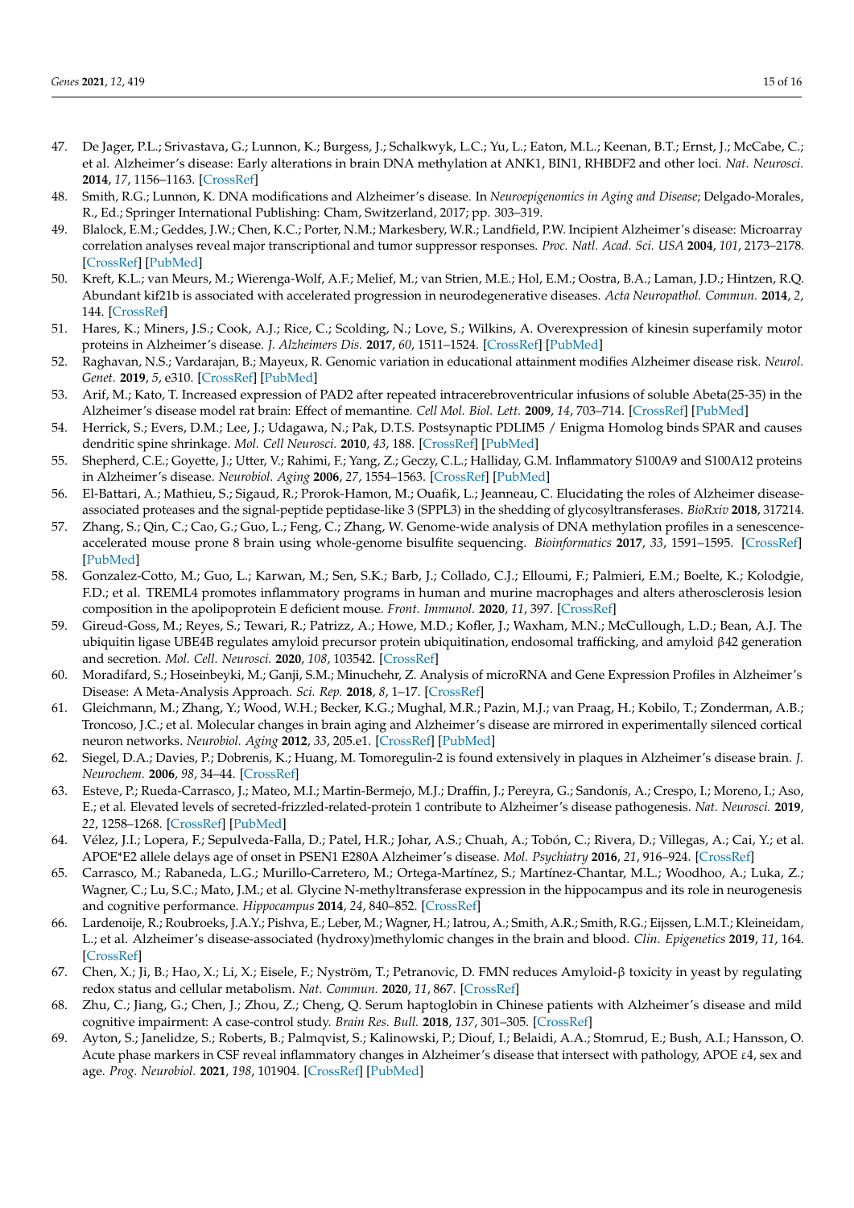47. De Jager, P.L.; Srivastava, G.; Lunnon, K.; Burgess, J.; Schalkwyk, L.C.; Yu, L.; Eaton, M.L.; Keenan, B.T.; Ernst, J.; McCabe, C.; et al. Alzheimer's disease: Early alterations in brain DNA methylation at ANK1, BIN1, RHBDF2 and other loci. *Nat. Neurosci.* **2014**, *17*, 1156–1163. [CrossRef]
48. Smith, R.G.; Lunnon, K. DNA modifications and Alzheimer's disease. In *Neuroepigenomics in Aging and Disease*; Delgado-Morales, R., Ed.; Springer International Publishing: Cham, Switzerland, 2017; pp. 303–319.
49. Blalock, E.M.; Geddes, J.W.; Chen, K.C.; Porter, N.M.; Markesbery, W.R.; Landfield, P.W. Incipient Alzheimer's disease: Microarray correlation analyses reveal major transcriptional and tumor suppressor responses. *Proc. Natl. Acad. Sci. USA* **2004**, *101*, 2173–2178. [CrossRef] [PubMed]
50. Kreft, K.L.; van Meurs, M.; Wierenga-Wolf, A.F.; Melief, M.; van Strien, M.E.; Hol, E.M.; Oostra, B.A.; Laman, J.D.; Hintzen, R.Q. Abundant kif21b is associated with accelerated progression in neurodegenerative diseases. *Acta Neuropathol. Commun.* **2014**, *2*, 144. [CrossRef]
51. Hares, K.; Miners, J.S.; Cook, A.J.; Rice, C.; Scolding, N.; Love, S.; Wilkins, A. Overexpression of kinesin superfamily motor proteins in Alzheimer's disease. *J. Alzheimers Dis.* **2017**, *60*, 1511–1524. [CrossRef] [PubMed]
52. Raghavan, N.S.; Vardarajan, B.; Mayeux, R. Genomic variation in educational attainment modifies Alzheimer disease risk. *Neurol. Genet.* **2019**, *5*, e310. [CrossRef] [PubMed]
53. Arif, M.; Kato, T. Increased expression of PAD2 after repeated intracerebroventricular infusions of soluble Abeta(25-35) in the Alzheimer's disease model rat brain: Effect of memantine. *Cell Mol. Biol. Lett.* **2009**, *14*, 703–714. [CrossRef] [PubMed]
54. Herrick, S.; Evers, D.M.; Lee, J.; Udagawa, N.; Pak, D.T.S. Postsynaptic PDLIM5 / Enigma Homolog binds SPAR and causes dendritic spine shrinkage. *Mol. Cell Neurosci.* **2010**, *43*, 188. [CrossRef] [PubMed]
55. Shepherd, C.E.; Goyette, J.; Utter, V.; Rahimi, F.; Yang, Z.; Geczy, C.L.; Halliday, G.M. Inflammatory S100A9 and S100A12 proteins in Alzheimer's disease. *Neurobiol. Aging* **2006**, *27*, 1554–1563. [CrossRef] [PubMed]
56. El-Battari, A.; Mathieu, S.; Sigaud, R.; Prorok-Hamon, M.; Ouafik, L.; Jeanneau, C. Elucidating the roles of Alzheimer disease-associated proteases and the signal-peptide peptidase-like 3 (SPPL3) in the shedding of glycosyltransferases. *BioRxiv* **2018**, 317214.
57. Zhang, S.; Qin, C.; Cao, G.; Guo, L.; Feng, C.; Zhang, W. Genome-wide analysis of DNA methylation profiles in a senescence-accelerated mouse prone 8 brain using whole-genome bisulfite sequencing. *Bioinformatics* **2017**, *33*, 1591–1595. [CrossRef] [PubMed]
58. Gonzalez-Cotto, M.; Guo, L.; Karwan, M.; Sen, S.K.; Barb, J.; Collado, C.J.; Elloumi, F.; Palmieri, E.M.; Boelte, K.; Kolodgie, F.D.; et al. TREML4 promotes inflammatory programs in human and murine macrophages and alters atherosclerosis lesion composition in the apolipoprotein E deficient mouse. *Front. Immunol.* **2020**, *11*, 397. [CrossRef]
59. Gireud-Goss, M.; Reyes, S.; Tewari, R.; Patrizz, A.; Howe, M.D.; Kofler, J.; Waxham, M.N.; McCullough, L.D.; Bean, A.J. The ubiquitin ligase UBE4B regulates amyloid precursor protein ubiquitination, endosomal trafficking, and amyloid β42 generation and secretion. *Mol. Cell. Neurosci.* **2020**, *108*, 103542. [CrossRef]
60. Moradifard, S.; Hoseinbeyki, M.; Ganji, S.M.; Minuchehr, Z. Analysis of microRNA and Gene Expression Profiles in Alzheimer's Disease: A Meta-Analysis Approach. *Sci. Rep.* **2018**, *8*, 1–17. [CrossRef]
61. Gleichmann, M.; Zhang, Y.; Wood, W.H.; Becker, K.G.; Mughal, M.R.; Pazin, M.J.; van Praag, H.; Kobilo, T.; Zonderman, A.B.; Troncoso, J.C.; et al. Molecular changes in brain aging and Alzheimer's disease are mirrored in experimentally silenced cortical neuron networks. *Neurobiol. Aging* **2012**, *33*, 205.e1. [CrossRef] [PubMed]
62. Siegel, D.A.; Davies, P.; Dobrenis, K.; Huang, M. Tomoregulin-2 is found extensively in plaques in Alzheimer's disease brain. *J. Neurochem.* **2006**, *98*, 34–44. [CrossRef]
63. Esteve, P.; Rueda-Carrasco, J.; Mateo, M.I.; Martin-Bermejo, M.J.; Draffin, J.; Pereyra, G.; Sandonís, A.; Crespo, I.; Moreno, I.; Aso, E.; et al. Elevated levels of secreted-frizzled-related-protein 1 contribute to Alzheimer's disease pathogenesis. *Nat. Neurosci.* **2019**, *22*, 1258–1268. [CrossRef] [PubMed]
64. Vélez, J.I.; Lopera, F.; Sepulveda-Falla, D.; Patel, H.R.; Johar, A.S.; Chuah, A.; Tobón, C.; Rivera, D.; Villegas, A.; Cai, Y.; et al. APOE*E2 allele delays age of onset in PSEN1 E280A Alzheimer's disease. *Mol. Psychiatry* **2016**, *21*, 916–924. [CrossRef]
65. Carrasco, M.; Rabaneda, L.G.; Murillo-Carretero, M.; Ortega-Martínez, S.; Martínez-Chantar, M.L.; Woodhoo, A.; Luka, Z.; Wagner, C.; Lu, S.C.; Mato, J.M.; et al. Glycine N-methyltransferase expression in the hippocampus and its role in neurogenesis and cognitive performance. *Hippocampus* **2014**, *24*, 840–852. [CrossRef]
66. Lardenoije, R.; Roubroeks, J.A.Y.; Pishva, E.; Leber, M.; Wagner, H.; Iatrou, A.; Smith, A.R.; Smith, R.G.; Eijssen, L.M.T.; Kleineidam, L.; et al. Alzheimer's disease-associated (hydroxy)methylomic changes in the brain and blood. *Clin. Epigenetics* **2019**, *11*, 164. [CrossRef]
67. Chen, X.; Ji, B.; Hao, X.; Li, X.; Eisele, F.; Nyström, T.; Petranovic, D. FMN reduces Amyloid-β toxicity in yeast by regulating redox status and cellular metabolism. *Nat. Commun.* **2020**, *11*, 867. [CrossRef]
68. Zhu, C.; Jiang, G.; Chen, J.; Zhou, Z.; Cheng, Q. Serum haptoglobin in Chinese patients with Alzheimer's disease and mild cognitive impairment: A case-control study. *Brain Res. Bull.* **2018**, *137*, 301–305. [CrossRef]
69. Ayton, S.; Janelidze, S.; Roberts, B.; Palmqvist, S.; Kalinowski, P.; Diouf, I.; Belaidi, A.A.; Stomrud, E.; Bush, A.I.; Hansson, O. Acute phase markers in CSF reveal inflammatory changes in Alzheimer's disease that intersect with pathology, APOE ε4, sex and age. *Prog. Neurobiol.* **2021**, *198*, 101904. [CrossRef] [PubMed]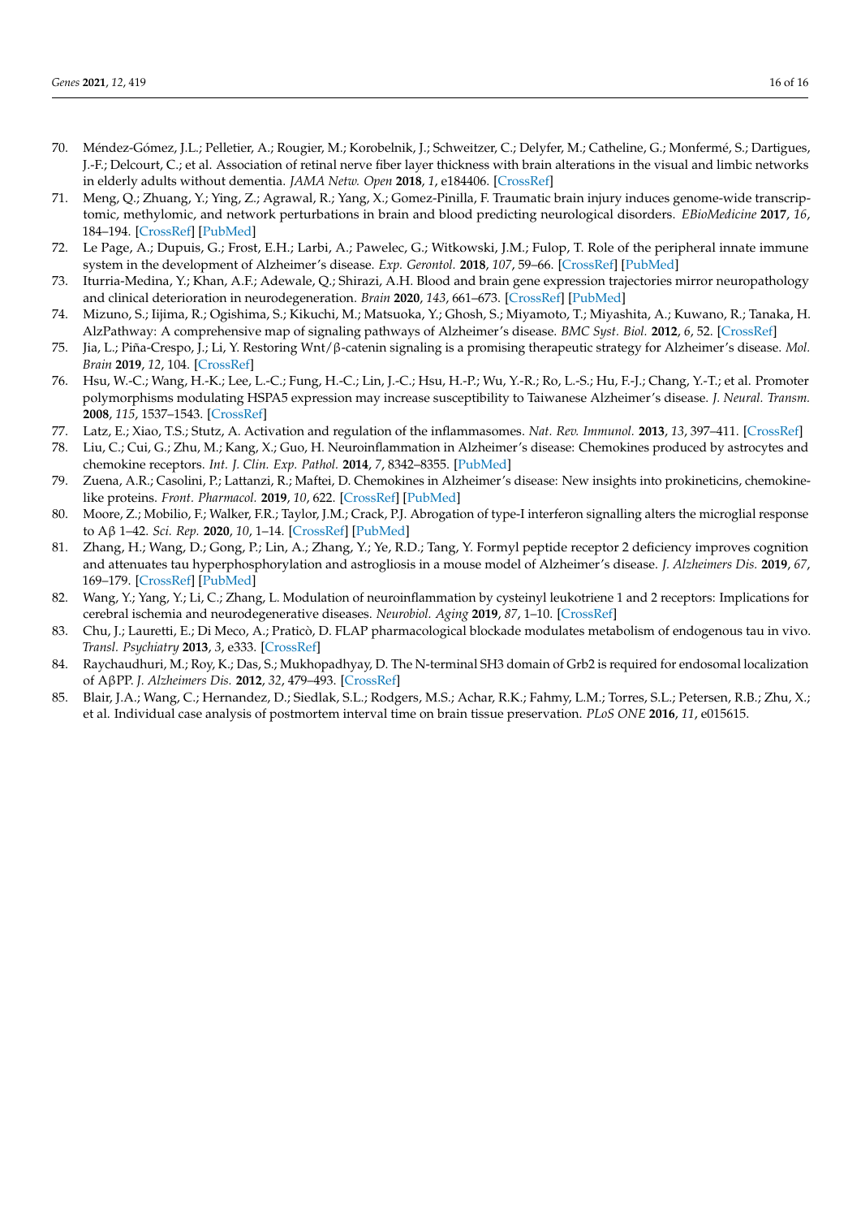70. Méndez-Gómez, J.L.; Pelletier, A.; Rougier, M.; Korobelnik, J.; Schweitzer, C.; Delyfer, M.; Catheline, G.; Monfermé, S.; Dartigues, J.-F.; Delcourt, C.; et al. Association of retinal nerve fiber layer thickness with brain alterations in the visual and limbic networks in elderly adults without dementia. *JAMA Netw. Open* **2018**, *1*, e184406. [CrossRef]
71. Meng, Q.; Zhuang, Y.; Ying, Z.; Agrawal, R.; Yang, X.; Gomez-Pinilla, F. Traumatic brain injury induces genome-wide transcriptomic, methylomic, and network perturbations in brain and blood predicting neurological disorders. *EBioMedicine* **2017**, *16*, 184–194. [CrossRef] [PubMed]
72. Le Page, A.; Dupuis, G.; Frost, E.H.; Larbi, A.; Pawelec, G.; Witkowski, J.M.; Fulop, T. Role of the peripheral innate immune system in the development of Alzheimer's disease. *Exp. Gerontol.* **2018**, *107*, 59–66. [CrossRef] [PubMed]
73. Iturria-Medina, Y.; Khan, A.F.; Adewale, Q.; Shirazi, A.H. Blood and brain gene expression trajectories mirror neuropathology and clinical deterioration in neurodegeneration. *Brain* **2020**, *143*, 661–673. [CrossRef] [PubMed]
74. Mizuno, S.; Iijima, R.; Ogishima, S.; Kikuchi, M.; Matsuoka, Y.; Ghosh, S.; Miyamoto, T.; Miyashita, A.; Kuwano, R.; Tanaka, H. AlzPathway: A comprehensive map of signaling pathways of Alzheimer's disease. *BMC Syst. Biol.* **2012**, *6*, 52. [CrossRef]
75. Jia, L.; Piña-Crespo, J.; Li, Y. Restoring Wnt/β-catenin signaling is a promising therapeutic strategy for Alzheimer's disease. *Mol. Brain* **2019**, *12*, 104. [CrossRef]
76. Hsu, W.-C.; Wang, H.-K.; Lee, L.-C.; Fung, H.-C.; Lin, J.-C.; Hsu, H.-P.; Wu, Y.-R.; Ro, L.-S.; Hu, F.-J.; Chang, Y.-T.; et al. Promoter polymorphisms modulating HSPA5 expression may increase susceptibility to Taiwanese Alzheimer's disease. *J. Neural. Transm.* **2008**, *115*, 1537–1543. [CrossRef]
77. Latz, E.; Xiao, T.S.; Stutz, A. Activation and regulation of the inflammasomes. *Nat. Rev. Immunol.* **2013**, *13*, 397–411. [CrossRef]
78. Liu, C.; Cui, G.; Zhu, M.; Kang, X.; Guo, H. Neuroinflammation in Alzheimer's disease: Chemokines produced by astrocytes and chemokine receptors. *Int. J. Clin. Exp. Pathol.* **2014**, *7*, 8342–8355. [PubMed]
79. Zuena, A.R.; Casolini, P.; Lattanzi, R.; Maftei, D. Chemokines in Alzheimer's disease: New insights into prokineticins, chemokine-like proteins. *Front. Pharmacol.* **2019**, *10*, 622. [CrossRef] [PubMed]
80. Moore, Z.; Mobilio, F.; Walker, F.R.; Taylor, J.M.; Crack, P.J. Abrogation of type-I interferon signalling alters the microglial response to Aβ 1–42. *Sci. Rep.* **2020**, *10*, 1–14. [CrossRef] [PubMed]
81. Zhang, H.; Wang, D.; Gong, P.; Lin, A.; Zhang, Y.; Ye, R.D.; Tang, Y. Formyl peptide receptor 2 deficiency improves cognition and attenuates tau hyperphosphorylation and astrogliosis in a mouse model of Alzheimer's disease. *J. Alzheimers Dis.* **2019**, *67*, 169–179. [CrossRef] [PubMed]
82. Wang, Y.; Yang, Y.; Li, C.; Zhang, L. Modulation of neuroinflammation by cysteinyl leukotriene 1 and 2 receptors: Implications for cerebral ischemia and neurodegenerative diseases. *Neurobiol. Aging* **2019**, *87*, 1–10. [CrossRef]
83. Chu, J.; Lauretti, E.; Di Meco, A.; Praticò, D. FLAP pharmacological blockade modulates metabolism of endogenous tau in vivo. *Transl. Psychiatry* **2013**, *3*, e333. [CrossRef]
84. Raychaudhuri, M.; Roy, K.; Das, S.; Mukhopadhyay, D. The N-terminal SH3 domain of Grb2 is required for endosomal localization of AβPP. *J. Alzheimers Dis.* **2012**, *32*, 479–493. [CrossRef]
85. Blair, J.A.; Wang, C.; Hernandez, D.; Siedlak, S.L.; Rodgers, M.S.; Achar, R.K.; Fahmy, L.M.; Torres, S.L.; Petersen, R.B.; Zhu, X.; et al. Individual case analysis of postmortem interval time on brain tissue preservation. *PLoS ONE* **2016**, *11*, e015615.